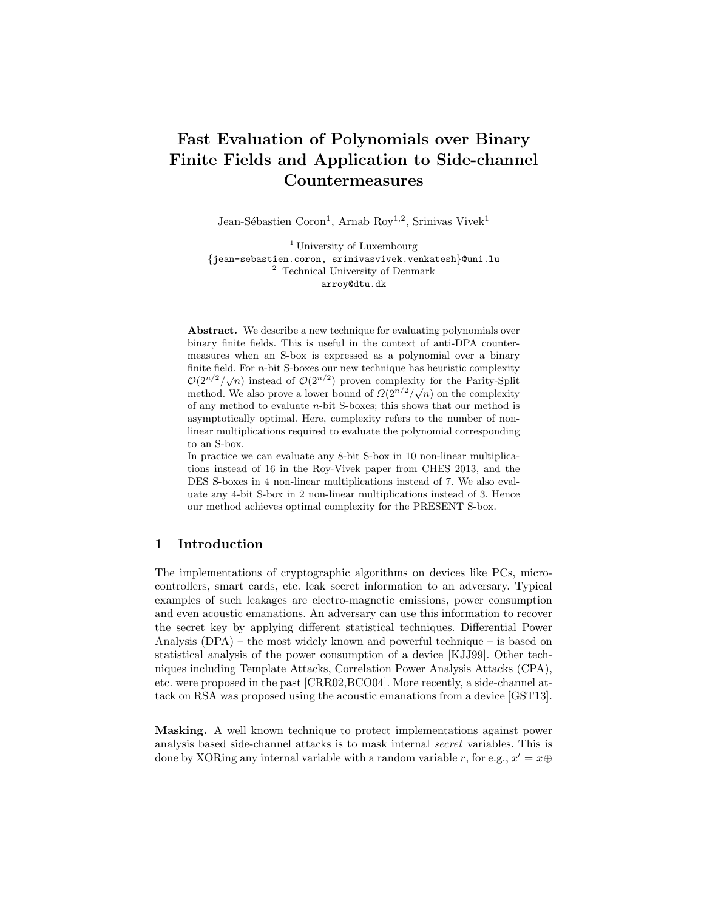# Fast Evaluation of Polynomials over Binary Finite Fields and Application to Side-channel Countermeasures

Jean-Sébastien Coron[1], Arnab Roy[1,2], Srinivas Vivek[1]

[1] University of Luxembourg
{jean-sebastien.coron, srinivasvivek.venkatesh}@uni.lu
[2] Technical University of Denmark
arroy@dtu.dk

**Abstract.** We describe a new technique for evaluating polynomials over binary finite fields. This is useful in the context of anti-DPA countermeasures when an S-box is expressed as a polynomial over a binary finite field. For $n$-bit S-boxes our new technique has heuristic complexity $\mathcal{O}(2^{n/2}/\sqrt{n})$ instead of $\mathcal{O}(2^{n/2})$ proven complexity for the Parity-Split method. We also prove a lower bound of $\Omega(2^{n/2}/\sqrt{n})$ on the complexity of any method to evaluate $n$-bit S-boxes; this shows that our method is asymptotically optimal. Here, complexity refers to the number of non-linear multiplications required to evaluate the polynomial corresponding to an S-box.

In practice we can evaluate any 8-bit S-box in 10 non-linear multiplications instead of 16 in the Roy-Vivek paper from CHES 2013, and the DES S-boxes in 4 non-linear multiplications instead of 7. We also evaluate any 4-bit S-box in 2 non-linear multiplications instead of 3. Hence our method achieves optimal complexity for the PRESENT S-box.

## 1 Introduction

The implementations of cryptographic algorithms on devices like PCs, microcontrollers, smart cards, etc. leak secret information to an adversary. Typical examples of such leakages are electro-magnetic emissions, power consumption and even acoustic emanations. An adversary can use this information to recover the secret key by applying different statistical techniques. Differential Power Analysis (DPA) – the most widely known and powerful technique – is based on statistical analysis of the power consumption of a device [KJJ99]. Other techniques including Template Attacks, Correlation Power Analysis Attacks (CPA), etc. were proposed in the past [CRR02,BCO04]. More recently, a side-channel attack on RSA was proposed using the acoustic emanations from a device [GST13].

**Masking.** A well known technique to protect implementations against power analysis based side-channel attacks is to mask internal *secret* variables. This is done by XORing any internal variable with a random variable $r$, for e.g., $x' = x \oplus$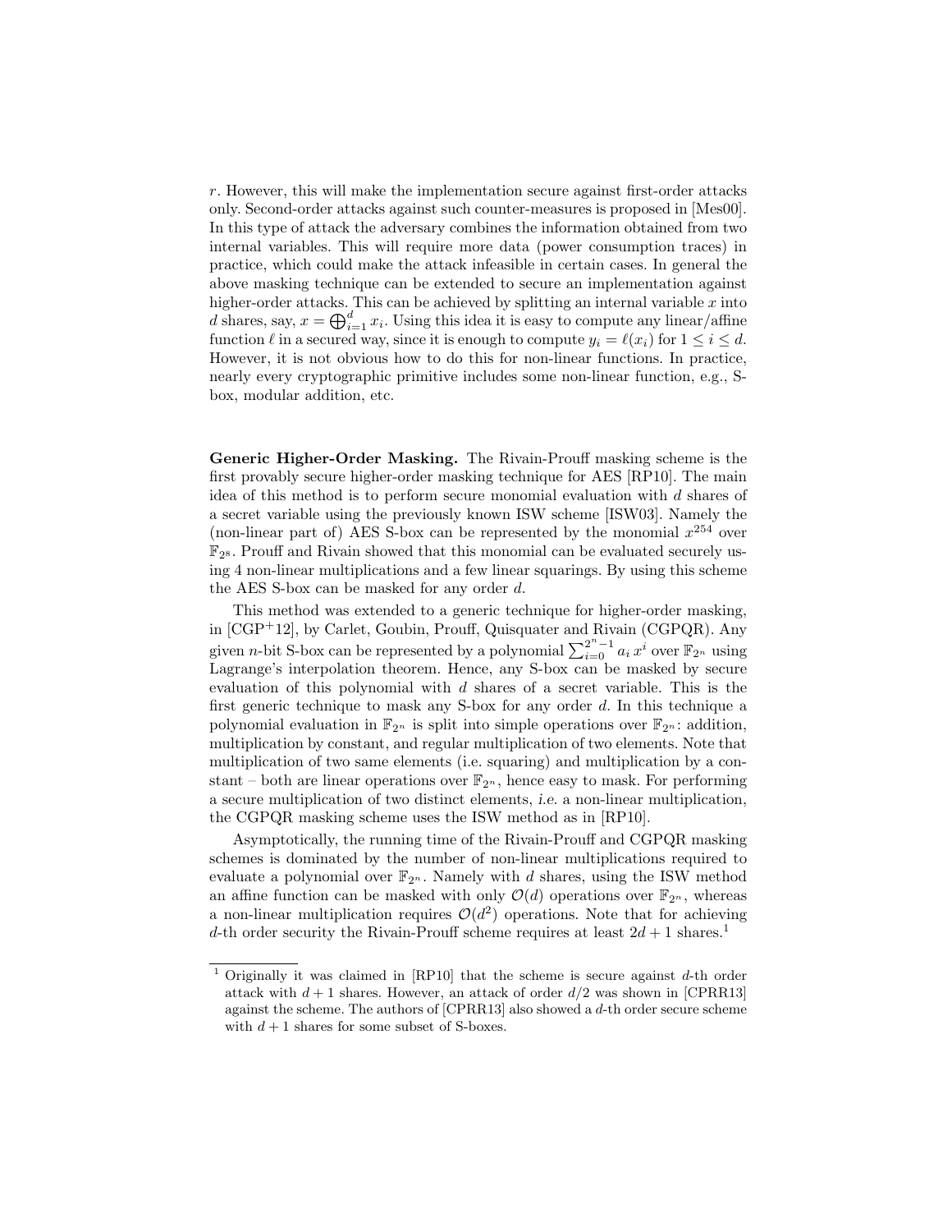$r$. However, this will make the implementation secure against first-order attacks only. Second-order attacks against such counter-measures is proposed in [Mes00]. In this type of attack the adversary combines the information obtained from two internal variables. This will require more data (power consumption traces) in practice, which could make the attack infeasible in certain cases. In general the above masking technique can be extended to secure an implementation against higher-order attacks. This can be achieved by splitting an internal variable $x$ into $d$ shares, say, $x = \bigoplus_{i=1}^{d} x_i$. Using this idea it is easy to compute any linear/affine function $\ell$ in a secured way, since it is enough to compute $y_i = \ell(x_i)$ for $1 \leq i \leq d$. However, it is not obvious how to do this for non-linear functions. In practice, nearly every cryptographic primitive includes some non-linear function, e.g., S-box, modular addition, etc.

**Generic Higher-Order Masking.** The Rivain-Prouff masking scheme is the first provably secure higher-order masking technique for AES [RP10]. The main idea of this method is to perform secure monomial evaluation with $d$ shares of a secret variable using the previously known ISW scheme [ISW03]. Namely the (non-linear part of) AES S-box can be represented by the monomial $x^{254}$ over $\mathbb{F}_{2^8}$. Prouff and Rivain showed that this monomial can be evaluated securely using 4 non-linear multiplications and a few linear squarings. By using this scheme the AES S-box can be masked for any order $d$.

This method was extended to a generic technique for higher-order masking, in [CGP+12], by Carlet, Goubin, Prouff, Quisquater and Rivain (CGPQR). Any given $n$-bit S-box can be represented by a polynomial $\sum_{i=0}^{2^n-1} a_i\, x^i$ over $\mathbb{F}_{2^n}$ using Lagrange's interpolation theorem. Hence, any S-box can be masked by secure evaluation of this polynomial with $d$ shares of a secret variable. This is the first generic technique to mask any S-box for any order $d$. In this technique a polynomial evaluation in $\mathbb{F}_{2^n}$ is split into simple operations over $\mathbb{F}_{2^n}$: addition, multiplication by constant, and regular multiplication of two elements. Note that multiplication of two same elements (i.e. squaring) and multiplication by a constant – both are linear operations over $\mathbb{F}_{2^n}$, hence easy to mask. For performing a secure multiplication of two distinct elements, *i.e.* a non-linear multiplication, the CGPQR masking scheme uses the ISW method as in [RP10].

Asymptotically, the running time of the Rivain-Prouff and CGPQR masking schemes is dominated by the number of non-linear multiplications required to evaluate a polynomial over $\mathbb{F}_{2^n}$. Namely with $d$ shares, using the ISW method an affine function can be masked with only $\mathcal{O}(d)$ operations over $\mathbb{F}_{2^n}$, whereas a non-linear multiplication requires $\mathcal{O}(d^2)$ operations. Note that for achieving $d$-th order security the Rivain-Prouff scheme requires at least $2d + 1$ shares.[1]

[1] Originally it was claimed in [RP10] that the scheme is secure against $d$-th order attack with $d + 1$ shares. However, an attack of order $d/2$ was shown in [CPRR13] against the scheme. The authors of [CPRR13] also showed a $d$-th order secure scheme with $d + 1$ shares for some subset of S-boxes.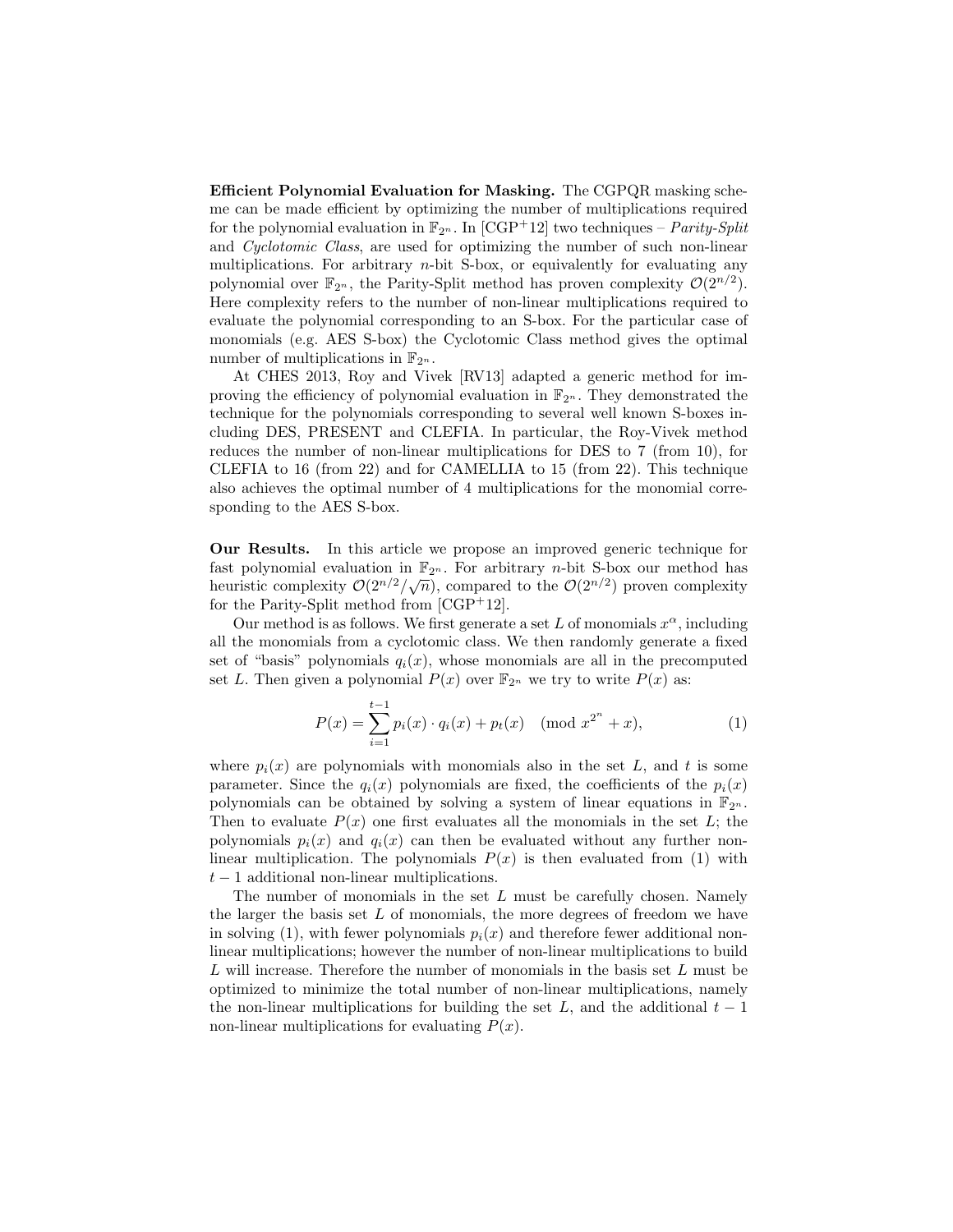**Efficient Polynomial Evaluation for Masking.** The CGPQR masking scheme can be made efficient by optimizing the number of multiplications required for the polynomial evaluation in $\mathbb{F}_{2^n}$. In [CGP+12] two techniques – *Parity-Split* and *Cyclotomic Class*, are used for optimizing the number of such non-linear multiplications. For arbitrary $n$-bit S-box, or equivalently for evaluating any polynomial over $\mathbb{F}_{2^n}$, the Parity-Split method has proven complexity $\mathcal{O}(2^{n/2})$. Here complexity refers to the number of non-linear multiplications required to evaluate the polynomial corresponding to an S-box. For the particular case of monomials (e.g. AES S-box) the Cyclotomic Class method gives the optimal number of multiplications in $\mathbb{F}_{2^n}$.

At CHES 2013, Roy and Vivek [RV13] adapted a generic method for improving the efficiency of polynomial evaluation in $\mathbb{F}_{2^n}$. They demonstrated the technique for the polynomials corresponding to several well known S-boxes including DES, PRESENT and CLEFIA. In particular, the Roy-Vivek method reduces the number of non-linear multiplications for DES to 7 (from 10), for CLEFIA to 16 (from 22) and for CAMELLIA to 15 (from 22). This technique also achieves the optimal number of 4 multiplications for the monomial corresponding to the AES S-box.

**Our Results.** In this article we propose an improved generic technique for fast polynomial evaluation in $\mathbb{F}_{2^n}$. For arbitrary $n$-bit S-box our method has heuristic complexity $\mathcal{O}(2^{n/2}/\sqrt{n})$, compared to the $\mathcal{O}(2^{n/2})$ proven complexity for the Parity-Split method from [CGP+12].

Our method is as follows. We first generate a set $L$ of monomials $x^\alpha$, including all the monomials from a cyclotomic class. We then randomly generate a fixed set of "basis" polynomials $q_i(x)$, whose monomials are all in the precomputed set $L$. Then given a polynomial $P(x)$ over $\mathbb{F}_{2^n}$ we try to write $P(x)$ as:

$$P(x) = \sum_{i=1}^{t-1} p_i(x) \cdot q_i(x) + p_t(x) \pmod{x^{2^n} + x}, \tag{1}$$

where $p_i(x)$ are polynomials with monomials also in the set $L$, and $t$ is some parameter. Since the $q_i(x)$ polynomials are fixed, the coefficients of the $p_i(x)$ polynomials can be obtained by solving a system of linear equations in $\mathbb{F}_{2^n}$. Then to evaluate $P(x)$ one first evaluates all the monomials in the set $L$; the polynomials $p_i(x)$ and $q_i(x)$ can then be evaluated without any further non-linear multiplication. The polynomials $P(x)$ is then evaluated from (1) with $t-1$ additional non-linear multiplications.

The number of monomials in the set $L$ must be carefully chosen. Namely the larger the basis set $L$ of monomials, the more degrees of freedom we have in solving (1), with fewer polynomials $p_i(x)$ and therefore fewer additional non-linear multiplications; however the number of non-linear multiplications to build $L$ will increase. Therefore the number of monomials in the basis set $L$ must be optimized to minimize the total number of non-linear multiplications, namely the non-linear multiplications for building the set $L$, and the additional $t-1$ non-linear multiplications for evaluating $P(x)$.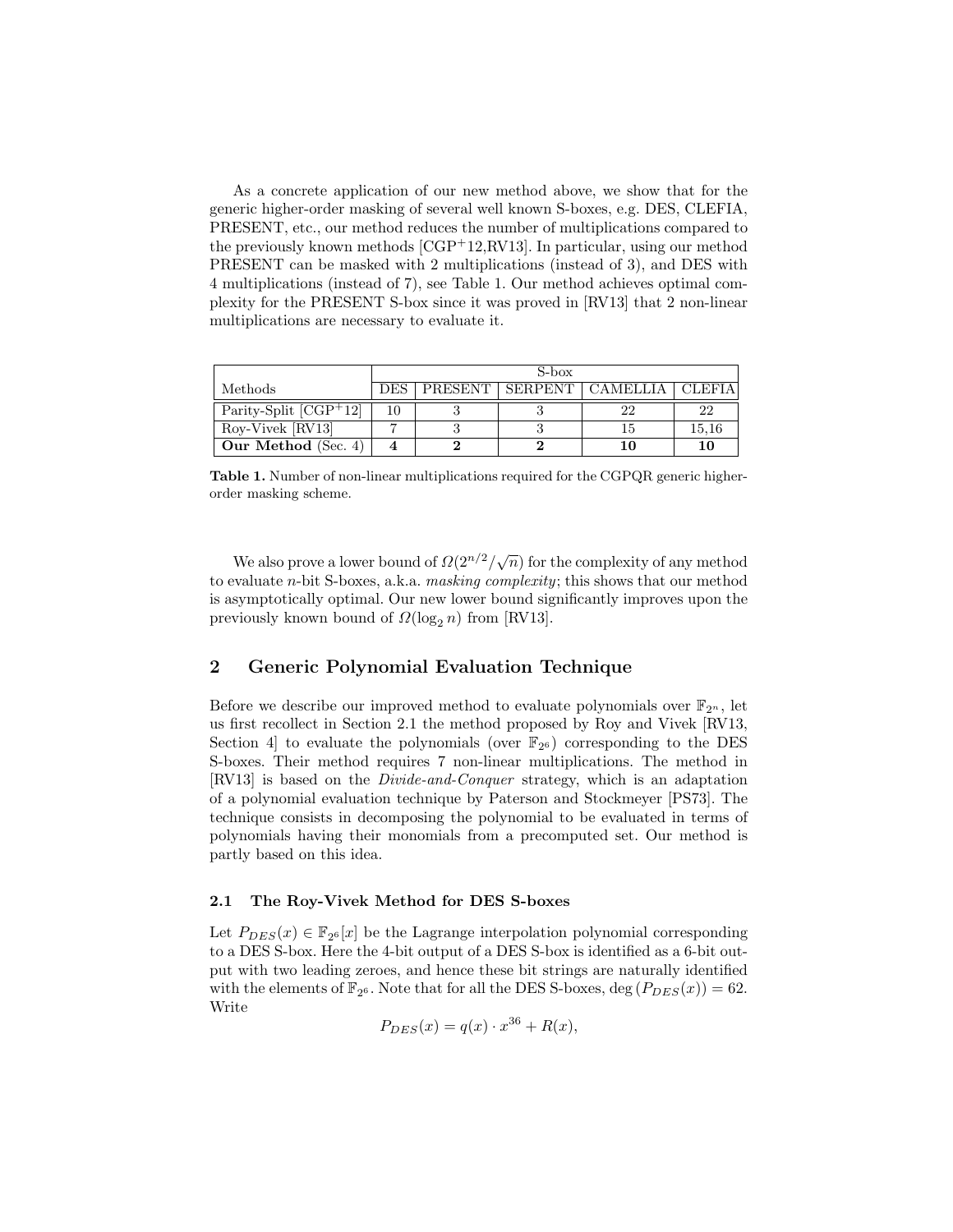As a concrete application of our new method above, we show that for the generic higher-order masking of several well known S-boxes, e.g. DES, CLEFIA, PRESENT, etc., our method reduces the number of multiplications compared to the previously known methods [CGP+12,RV13]. In particular, using our method PRESENT can be masked with 2 multiplications (instead of 3), and DES with 4 multiplications (instead of 7), see Table 1. Our method achieves optimal complexity for the PRESENT S-box since it was proved in [RV13] that 2 non-linear multiplications are necessary to evaluate it.

| Methods | S-box | | | | |
|---|---|---|---|---|---|
| | DES | PRESENT | SERPENT | CAMELLIA | CLEFIA |
| Parity-Split [CGP+12] | 10 | 3 | 3 | 22 | 22 |
| Roy-Vivek [RV13] | 7 | 3 | 3 | 15 | 15,16 |
| **Our Method** (Sec. 4) | **4** | **2** | **2** | **10** | **10** |

**Table 1.** Number of non-linear multiplications required for the CGPQR generic higher-order masking scheme.

We also prove a lower bound of $\Omega(2^{n/2}/\sqrt{n})$ for the complexity of any method to evaluate $n$-bit S-boxes, a.k.a. *masking complexity*; this shows that our method is asymptotically optimal. Our new lower bound significantly improves upon the previously known bound of $\Omega(\log_2 n)$ from [RV13].

## 2 Generic Polynomial Evaluation Technique

Before we describe our improved method to evaluate polynomials over $\mathbb{F}_{2^n}$, let us first recollect in Section 2.1 the method proposed by Roy and Vivek [RV13, Section 4] to evaluate the polynomials (over $\mathbb{F}_{2^6}$) corresponding to the DES S-boxes. Their method requires 7 non-linear multiplications. The method in [RV13] is based on the *Divide-and-Conquer* strategy, which is an adaptation of a polynomial evaluation technique by Paterson and Stockmeyer [PS73]. The technique consists in decomposing the polynomial to be evaluated in terms of polynomials having their monomials from a precomputed set. Our method is partly based on this idea.

### 2.1 The Roy-Vivek Method for DES S-boxes

Let $P_{DES}(x) \in \mathbb{F}_{2^6}[x]$ be the Lagrange interpolation polynomial corresponding to a DES S-box. Here the 4-bit output of a DES S-box is identified as a 6-bit output with two leading zeroes, and hence these bit strings are naturally identified with the elements of $\mathbb{F}_{2^6}$. Note that for all the DES S-boxes, $\deg(P_{DES}(x)) = 62$. Write

$$P_{DES}(x) = q(x) \cdot x^{36} + R(x),$$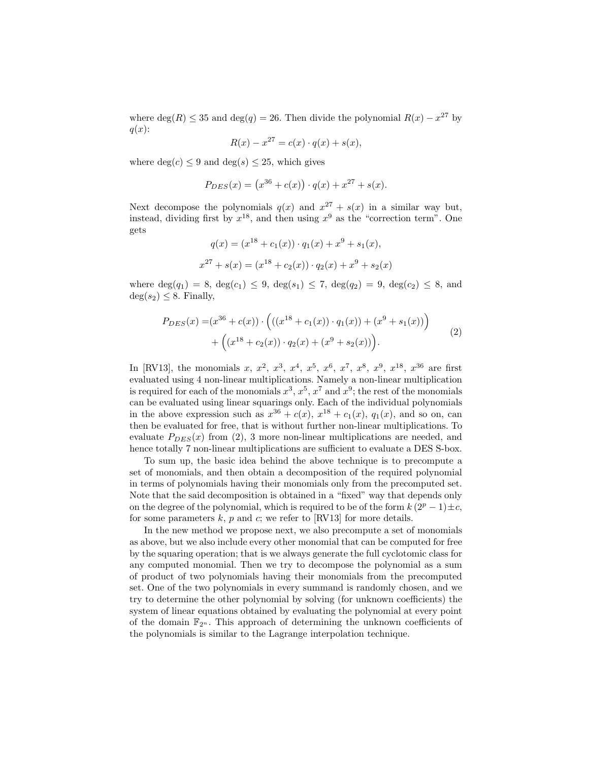where $\deg(R) \leq 35$ and $\deg(q) = 26$. Then divide the polynomial $R(x) - x^{27}$ by $q(x)$:

$$R(x) - x^{27} = c(x) \cdot q(x) + s(x),$$

where $\deg(c) \leq 9$ and $\deg(s) \leq 25$, which gives

$$P_{DES}(x) = \left(x^{36} + c(x)\right) \cdot q(x) + x^{27} + s(x).$$

Next decompose the polynomials $q(x)$ and $x^{27} + s(x)$ in a similar way but, instead, dividing first by $x^{18}$, and then using $x^9$ as the "correction term". One gets

$$q(x) = (x^{18} + c_1(x)) \cdot q_1(x) + x^9 + s_1(x),$$

$$x^{27} + s(x) = (x^{18} + c_2(x)) \cdot q_2(x) + x^9 + s_2(x)$$

where $\deg(q_1) = 8$, $\deg(c_1) \leq 9$, $\deg(s_1) \leq 7$, $\deg(q_2) = 9$, $\deg(c_2) \leq 8$, and $\deg(s_2) \leq 8$. Finally,

$$\begin{aligned} P_{DES}(x) =& (x^{36} + c(x)) \cdot \Big( ((x^{18} + c_1(x)) \cdot q_1(x)) + (x^9 + s_1(x)) \Big) \\ &+ \Big( (x^{18} + c_2(x)) \cdot q_2(x) + (x^9 + s_2(x)) \Big). \end{aligned} \tag{2}$$

In [RV13], the monomials $x$, $x^2$, $x^3$, $x^4$, $x^5$, $x^6$, $x^7$, $x^8$, $x^9$, $x^{18}$, $x^{36}$ are first evaluated using 4 non-linear multiplications. Namely a non-linear multiplication is required for each of the monomials $x^3$, $x^5$, $x^7$ and $x^9$; the rest of the monomials can be evaluated using linear squarings only. Each of the individual polynomials in the above expression such as $x^{36} + c(x)$, $x^{18} + c_1(x)$, $q_1(x)$, and so on, can then be evaluated for free, that is without further non-linear multiplications. To evaluate $P_{DES}(x)$ from (2), 3 more non-linear multiplications are needed, and hence totally 7 non-linear multiplications are sufficient to evaluate a DES S-box.

To sum up, the basic idea behind the above technique is to precompute a set of monomials, and then obtain a decomposition of the required polynomial in terms of polynomials having their monomials only from the precomputed set. Note that the said decomposition is obtained in a "fixed" way that depends only on the degree of the polynomial, which is required to be of the form $k\,(2^p - 1) \pm c$, for some parameters $k$, $p$ and $c$; we refer to [RV13] for more details.

In the new method we propose next, we also precompute a set of monomials as above, but we also include every other monomial that can be computed for free by the squaring operation; that is we always generate the full cyclotomic class for any computed monomial. Then we try to decompose the polynomial as a sum of product of two polynomials having their monomials from the precomputed set. One of the two polynomials in every summand is randomly chosen, and we try to determine the other polynomial by solving (for unknown coefficients) the system of linear equations obtained by evaluating the polynomial at every point of the domain $\mathbb{F}_{2^n}$. This approach of determining the unknown coefficients of the polynomials is similar to the Lagrange interpolation technique.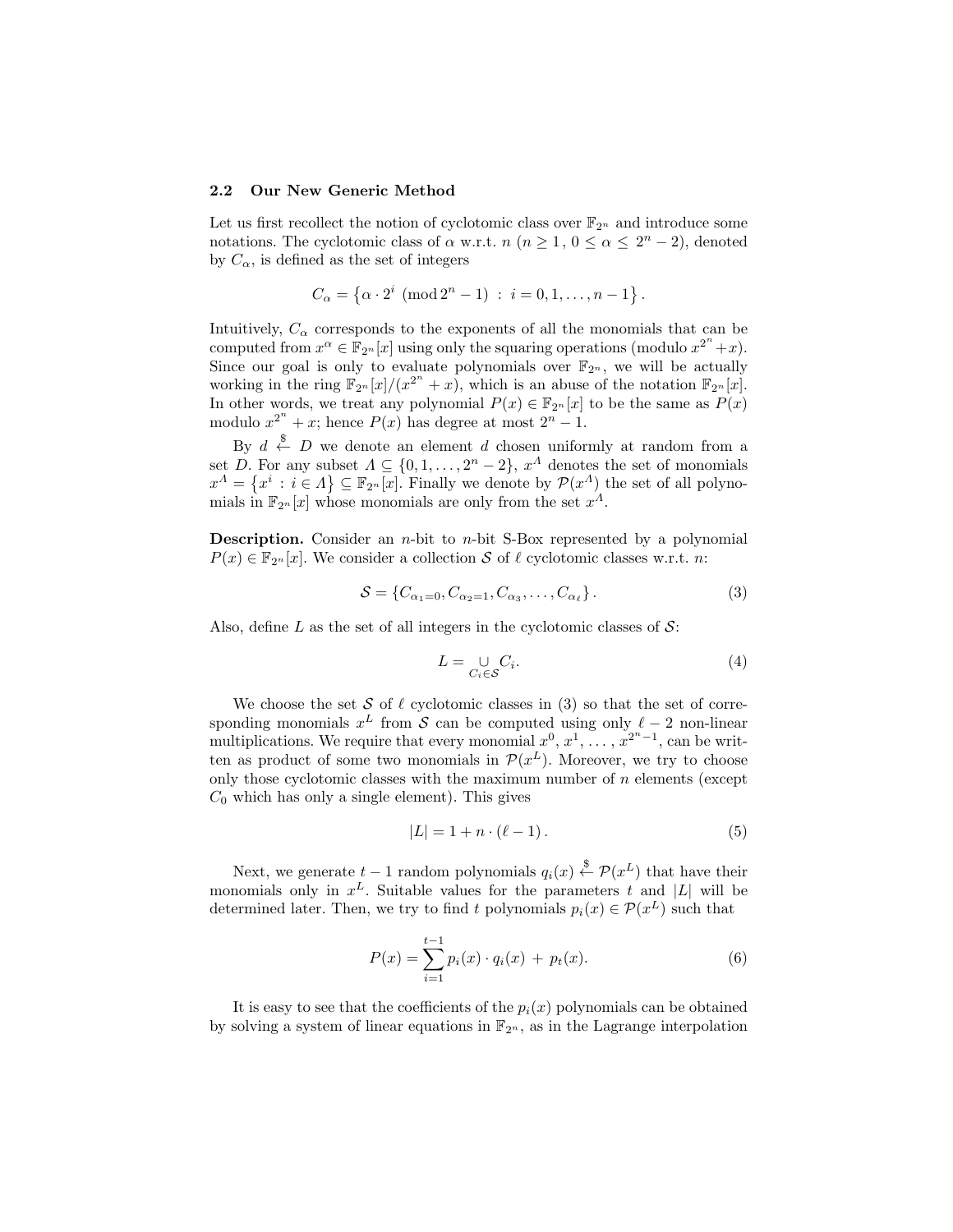### 2.2 Our New Generic Method

Let us first recollect the notion of cyclotomic class over $\mathbb{F}_{2^n}$ and introduce some notations. The cyclotomic class of $\alpha$ w.r.t. $n$ ($n \geq 1$, $0 \leq \alpha \leq 2^n - 2$), denoted by $C_\alpha$, is defined as the set of integers

$$C_\alpha = \left\{ \alpha \cdot 2^i \pmod{2^n - 1} \ : \ i = 0, 1, \ldots, n-1 \right\}.$$

Intuitively, $C_\alpha$ corresponds to the exponents of all the monomials that can be computed from $x^\alpha \in \mathbb{F}_{2^n}[x]$ using only the squaring operations (modulo $x^{2^n} + x$). Since our goal is only to evaluate polynomials over $\mathbb{F}_{2^n}$, we will be actually working in the ring $\mathbb{F}_{2^n}[x]/(x^{2^n} + x)$, which is an abuse of the notation $\mathbb{F}_{2^n}[x]$. In other words, we treat any polynomial $P(x) \in \mathbb{F}_{2^n}[x]$ to be the same as $P(x)$ modulo $x^{2^n} + x$; hence $P(x)$ has degree at most $2^n - 1$.

By $d \xleftarrow{\$} D$ we denote an element $d$ chosen uniformly at random from a set $D$. For any subset $\Lambda \subseteq \{0, 1, \ldots, 2^n - 2\}$, $x^\Lambda$ denotes the set of monomials $x^\Lambda = \left\{ x^i \ : \ i \in \Lambda \right\} \subseteq \mathbb{F}_{2^n}[x]$. Finally we denote by $\mathcal{P}(x^\Lambda)$ the set of all polynomials in $\mathbb{F}_{2^n}[x]$ whose monomials are only from the set $x^\Lambda$.

**Description.** Consider an $n$-bit to $n$-bit S-Box represented by a polynomial $P(x) \in \mathbb{F}_{2^n}[x]$. We consider a collection $\mathcal{S}$ of $\ell$ cyclotomic classes w.r.t. $n$:

$$\mathcal{S} = \left\{ C_{\alpha_1 = 0}, C_{\alpha_2 = 1}, C_{\alpha_3}, \ldots, C_{\alpha_\ell} \right\}. \tag{3}$$

Also, define $L$ as the set of all integers in the cyclotomic classes of $\mathcal{S}$:

$$L = \bigcup_{C_i \in \mathcal{S}} C_i. \tag{4}$$

We choose the set $\mathcal{S}$ of $\ell$ cyclotomic classes in (3) so that the set of corresponding monomials $x^L$ from $\mathcal{S}$ can be computed using only $\ell - 2$ non-linear multiplications. We require that every monomial $x^0, x^1, \ldots, x^{2^n - 1}$, can be written as product of some two monomials in $\mathcal{P}(x^L)$. Moreover, we try to choose only those cyclotomic classes with the maximum number of $n$ elements (except $C_0$ which has only a single element). This gives

$$|L| = 1 + n \cdot (\ell - 1). \tag{5}$$

Next, we generate $t - 1$ random polynomials $q_i(x) \xleftarrow{\$} \mathcal{P}(x^L)$ that have their monomials only in $x^L$. Suitable values for the parameters $t$ and $|L|$ will be determined later. Then, we try to find $t$ polynomials $p_i(x) \in \mathcal{P}(x^L)$ such that

$$P(x) = \sum_{i=1}^{t-1} p_i(x) \cdot q_i(x) \ + \ p_t(x). \tag{6}$$

It is easy to see that the coefficients of the $p_i(x)$ polynomials can be obtained by solving a system of linear equations in $\mathbb{F}_{2^n}$, as in the Lagrange interpolation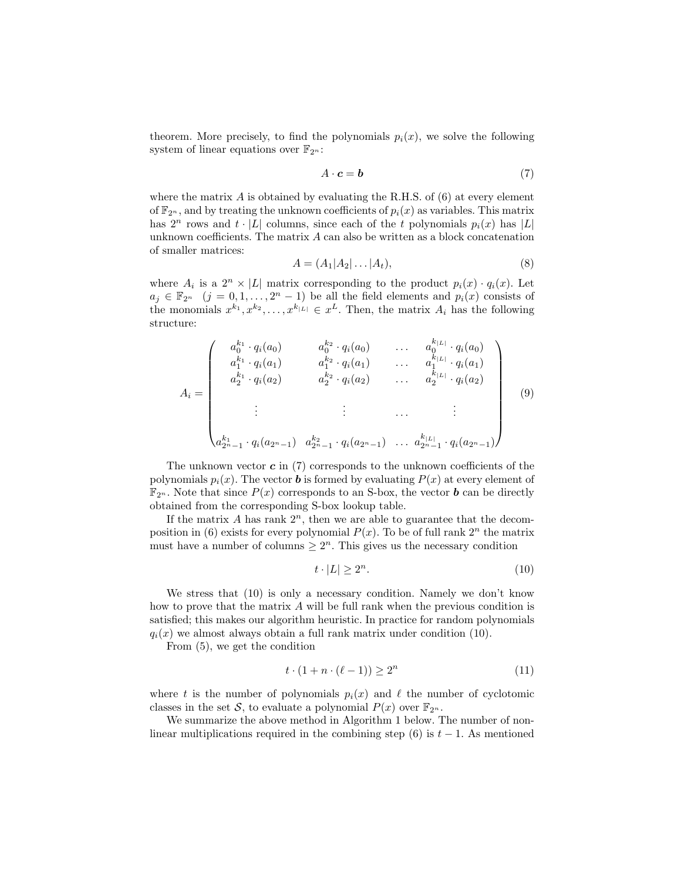theorem. More precisely, to find the polynomials $p_i(x)$, we solve the following system of linear equations over $\mathbb{F}_{2^n}$:

$$A \cdot \boldsymbol{c} = \boldsymbol{b} \tag{7}$$

where the matrix $A$ is obtained by evaluating the R.H.S. of (6) at every element of $\mathbb{F}_{2^n}$, and by treating the unknown coefficients of $p_i(x)$ as variables. This matrix has $2^n$ rows and $t \cdot |L|$ columns, since each of the $t$ polynomials $p_i(x)$ has $|L|$ unknown coefficients. The matrix $A$ can also be written as a block concatenation of smaller matrices:

$$A = (A_1 | A_2 | \dots | A_t), \tag{8}$$

where $A_i$ is a $2^n \times |L|$ matrix corresponding to the product $p_i(x) \cdot q_i(x)$. Let $a_j \in \mathbb{F}_{2^n}$ $(j = 0, 1, \dots, 2^n - 1)$ be all the field elements and $p_i(x)$ consists of the monomials $x^{k_1}, x^{k_2}, \dots, x^{k_{|L|}} \in x^L$. Then, the matrix $A_i$ has the following structure:

$$A_i = \begin{pmatrix} a_0^{k_1} \cdot q_i(a_0) & a_0^{k_2} \cdot q_i(a_0) & \dots & a_0^{k_{|L|}} \cdot q_i(a_0) \\ a_1^{k_1} \cdot q_i(a_1) & a_1^{k_2} \cdot q_i(a_1) & \dots & a_1^{k_{|L|}} \cdot q_i(a_1) \\ a_2^{k_1} \cdot q_i(a_2) & a_2^{k_2} \cdot q_i(a_2) & \dots & a_2^{k_{|L|}} \cdot q_i(a_2) \\ \vdots & \vdots & \dots & \vdots \\ a_{2^n-1}^{k_1} \cdot q_i(a_{2^n-1}) & a_{2^n-1}^{k_2} \cdot q_i(a_{2^n-1}) & \dots & a_{2^n-1}^{k_{|L|}} \cdot q_i(a_{2^n-1}) \end{pmatrix} \tag{9}$$

The unknown vector $\boldsymbol{c}$ in (7) corresponds to the unknown coefficients of the polynomials $p_i(x)$. The vector $\boldsymbol{b}$ is formed by evaluating $P(x)$ at every element of $\mathbb{F}_{2^n}$. Note that since $P(x)$ corresponds to an S-box, the vector $\boldsymbol{b}$ can be directly obtained from the corresponding S-box lookup table.

If the matrix $A$ has rank $2^n$, then we are able to guarantee that the decomposition in (6) exists for every polynomial $P(x)$. To be of full rank $2^n$ the matrix must have a number of columns $\geq 2^n$. This gives us the necessary condition

$$t \cdot |L| \geq 2^n. \tag{10}$$

We stress that (10) is only a necessary condition. Namely we don't know how to prove that the matrix $A$ will be full rank when the previous condition is satisfied; this makes our algorithm heuristic. In practice for random polynomials $q_i(x)$ we almost always obtain a full rank matrix under condition (10).

From (5), we get the condition

$$t \cdot (1 + n \cdot (\ell - 1)) \geq 2^n \tag{11}$$

where $t$ is the number of polynomials $p_i(x)$ and $\ell$ the number of cyclotomic classes in the set $\mathcal{S}$, to evaluate a polynomial $P(x)$ over $\mathbb{F}_{2^n}$.

We summarize the above method in Algorithm 1 below. The number of non-linear multiplications required in the combining step (6) is $t - 1$. As mentioned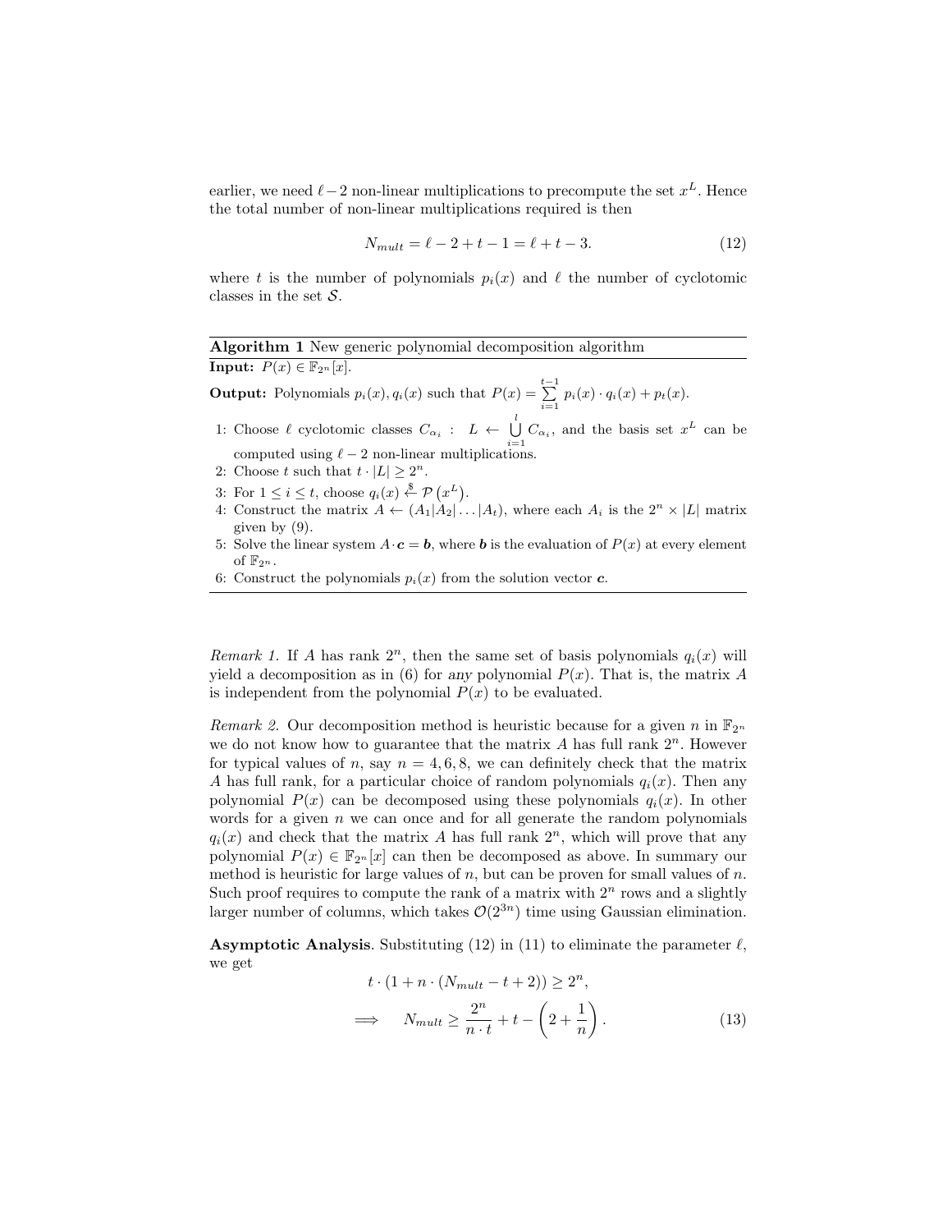earlier, we need $\ell - 2$ non-linear multiplications to precompute the set $x^L$. Hence the total number of non-linear multiplications required is then

$$N_{mult} = \ell - 2 + t - 1 = \ell + t - 3. \tag{12}$$

where $t$ is the number of polynomials $p_i(x)$ and $\ell$ the number of cyclotomic classes in the set $\mathcal{S}$.

---

**Algorithm 1** New generic polynomial decomposition algorithm

---

**Input:** $P(x) \in \mathbb{F}_{2^n}[x]$.

**Output:** Polynomials $p_i(x), q_i(x)$ such that $P(x) = \sum_{i=1}^{t-1} p_i(x) \cdot q_i(x) + p_t(x)$.

1: Choose $\ell$ cyclotomic classes $C_{\alpha_i}$ : $L \leftarrow \bigcup_{i=1}^{l} C_{\alpha_i}$, and the basis set $x^L$ can be computed using $\ell - 2$ non-linear multiplications.
2: Choose $t$ such that $t \cdot |L| \geq 2^n$.
3: For $1 \leq i \leq t$, choose $q_i(x) \xleftarrow{\$} \mathcal{P}\left(x^L\right)$.
4: Construct the matrix $A \leftarrow (A_1|A_2|\ldots|A_t)$, where each $A_i$ is the $2^n \times |L|$ matrix given by (9).
5: Solve the linear system $A \cdot \boldsymbol{c} = \boldsymbol{b}$, where $\boldsymbol{b}$ is the evaluation of $P(x)$ at every element of $\mathbb{F}_{2^n}$.
6: Construct the polynomials $p_i(x)$ from the solution vector $\boldsymbol{c}$.

---

*Remark 1.* If $A$ has rank $2^n$, then the same set of basis polynomials $q_i(x)$ will yield a decomposition as in (6) for *any* polynomial $P(x)$. That is, the matrix $A$ is independent from the polynomial $P(x)$ to be evaluated.

*Remark 2.* Our decomposition method is heuristic because for a given $n$ in $\mathbb{F}_{2^n}$ we do not know how to guarantee that the matrix $A$ has full rank $2^n$. However for typical values of $n$, say $n = 4, 6, 8$, we can definitely check that the matrix $A$ has full rank, for a particular choice of random polynomials $q_i(x)$. Then any polynomial $P(x)$ can be decomposed using these polynomials $q_i(x)$. In other words for a given $n$ we can once and for all generate the random polynomials $q_i(x)$ and check that the matrix $A$ has full rank $2^n$, which will prove that any polynomial $P(x) \in \mathbb{F}_{2^n}[x]$ can then be decomposed as above. In summary our method is heuristic for large values of $n$, but can be proven for small values of $n$. Such proof requires to compute the rank of a matrix with $2^n$ rows and a slightly larger number of columns, which takes $\mathcal{O}(2^{3n})$ time using Gaussian elimination.

**Asymptotic Analysis**. Substituting (12) in (11) to eliminate the parameter $\ell$, we get

$$t \cdot (1 + n \cdot (N_{mult} - t + 2)) \geq 2^n,$$

$$\implies \quad N_{mult} \geq \frac{2^n}{n \cdot t} + t - \left(2 + \frac{1}{n}\right). \tag{13}$$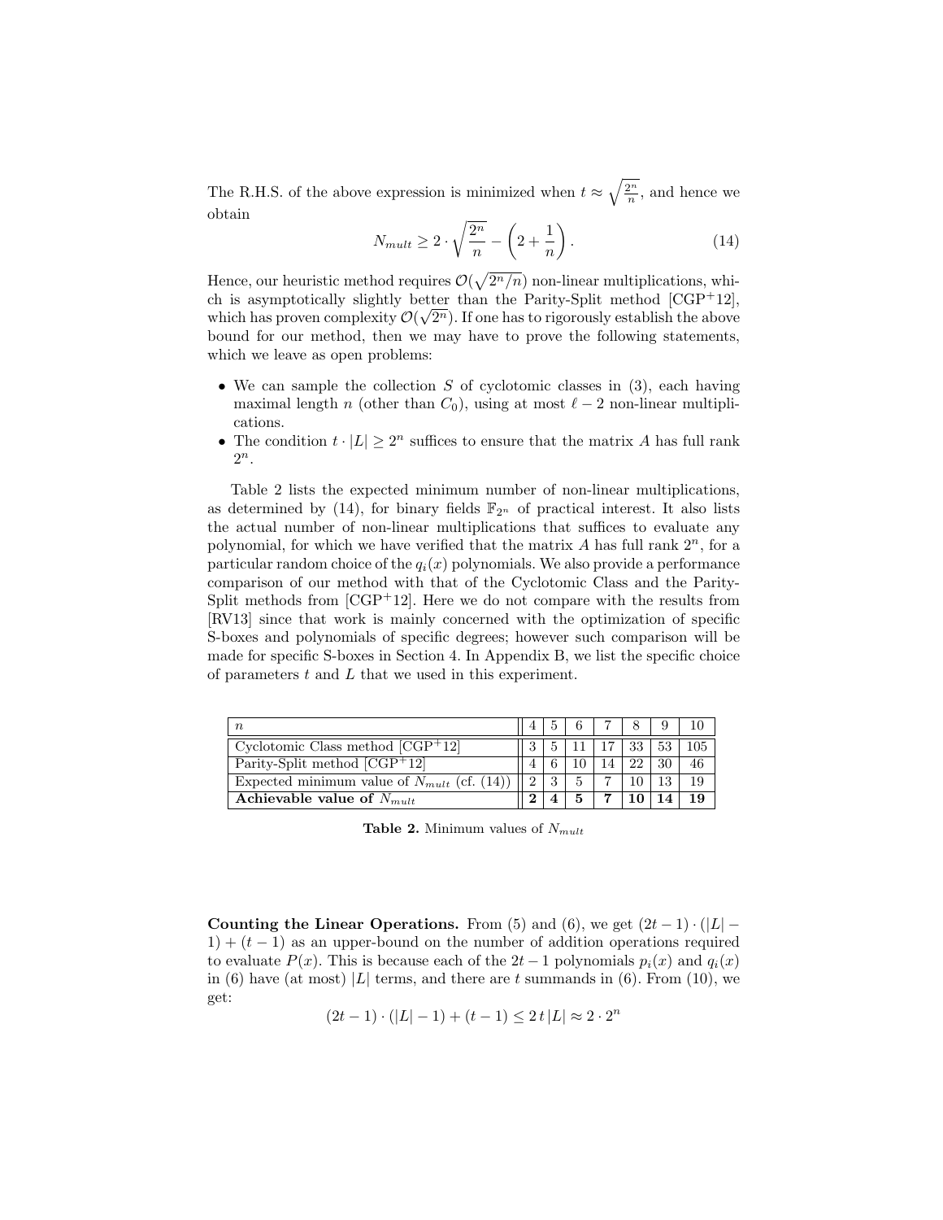The R.H.S. of the above expression is minimized when $t \approx \sqrt{\frac{2^n}{n}}$, and hence we obtain

$$N_{mult} \geq 2 \cdot \sqrt{\frac{2^n}{n}} - \left(2 + \frac{1}{n}\right). \tag{14}$$

Hence, our heuristic method requires $\mathcal{O}(\sqrt{2^n/n})$ non-linear multiplications, which is asymptotically slightly better than the Parity-Split method [CGP+12], which has proven complexity $\mathcal{O}(\sqrt{2^n})$. If one has to rigorously establish the above bound for our method, then we may have to prove the following statements, which we leave as open problems:

- We can sample the collection $S$ of cyclotomic classes in (3), each having maximal length $n$ (other than $C_0$), using at most $\ell - 2$ non-linear multiplications.
- The condition $t \cdot |L| \geq 2^n$ suffices to ensure that the matrix $A$ has full rank $2^n$.

Table 2 lists the expected minimum number of non-linear multiplications, as determined by (14), for binary fields $\mathbb{F}_{2^n}$ of practical interest. It also lists the actual number of non-linear multiplications that suffices to evaluate any polynomial, for which we have verified that the matrix $A$ has full rank $2^n$, for a particular random choice of the $q_i(x)$ polynomials. We also provide a performance comparison of our method with that of the Cyclotomic Class and the Parity-Split methods from [CGP+12]. Here we do not compare with the results from [RV13] since that work is mainly concerned with the optimization of specific S-boxes and polynomials of specific degrees; however such comparison will be made for specific S-boxes in Section 4. In Appendix B, we list the specific choice of parameters $t$ and $L$ that we used in this experiment.

| $n$ | 4 | 5 | 6 | 7 | 8 | 9 | 10 |
|---|---|---|---|---|---|---|---|
| Cyclotomic Class method [CGP+12] | 3 | 5 | 11 | 17 | 33 | 53 | 105 |
| Parity-Split method [CGP+12] | 4 | 6 | 10 | 14 | 22 | 30 | 46 |
| Expected minimum value of $N_{mult}$ (cf. (14)) | 2 | 3 | 5 | 7 | 10 | 13 | 19 |
| **Achievable value of $N_{mult}$** | **2** | **4** | **5** | **7** | **10** | **14** | **19** |

**Table 2.** Minimum values of $N_{mult}$

**Counting the Linear Operations.** From (5) and (6), we get $(2t-1) \cdot (|L| - 1) + (t-1)$ as an upper-bound on the number of addition operations required to evaluate $P(x)$. This is because each of the $2t-1$ polynomials $p_i(x)$ and $q_i(x)$ in (6) have (at most) $|L|$ terms, and there are $t$ summands in (6). From (10), we get:

$$(2t-1) \cdot (|L|-1) + (t-1) \leq 2\,t\,|L| \approx 2 \cdot 2^n$$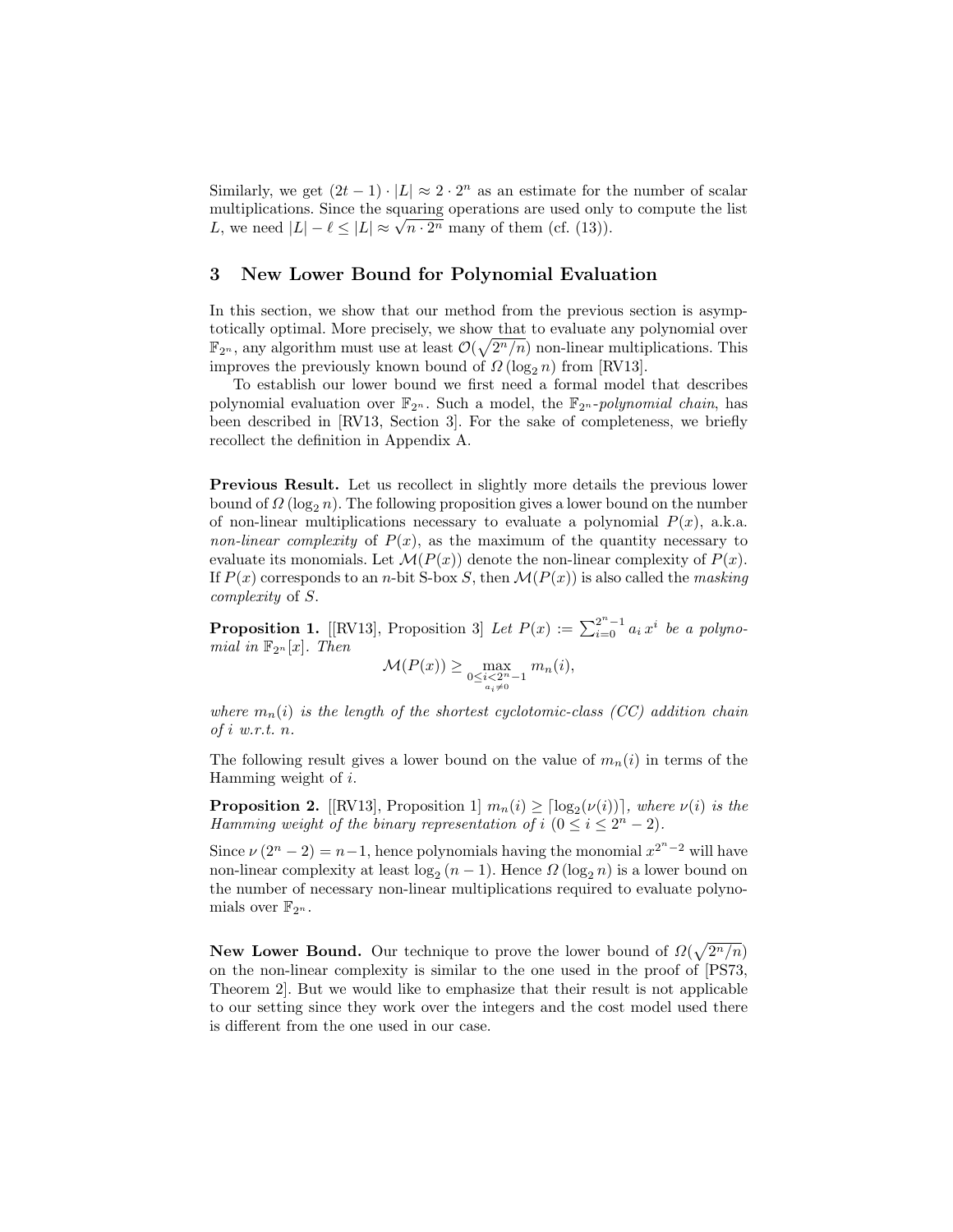Similarly, we get $(2t - 1) \cdot |L| \approx 2 \cdot 2^n$ as an estimate for the number of scalar multiplications. Since the squaring operations are used only to compute the list $L$, we need $|L| - \ell \leq |L| \approx \sqrt{n \cdot 2^n}$ many of them (cf. (13)).

## 3 New Lower Bound for Polynomial Evaluation

In this section, we show that our method from the previous section is asymptotically optimal. More precisely, we show that to evaluate any polynomial over $\mathbb{F}_{2^n}$, any algorithm must use at least $\mathcal{O}(\sqrt{2^n/n})$ non-linear multiplications. This improves the previously known bound of $\Omega(\log_2 n)$ from [RV13].

To establish our lower bound we first need a formal model that describes polynomial evaluation over $\mathbb{F}_{2^n}$. Such a model, the $\mathbb{F}_{2^n}$*-polynomial chain*, has been described in [RV13, Section 3]. For the sake of completeness, we briefly recollect the definition in Appendix A.

**Previous Result.** Let us recollect in slightly more details the previous lower bound of $\Omega(\log_2 n)$. The following proposition gives a lower bound on the number of non-linear multiplications necessary to evaluate a polynomial $P(x)$, a.k.a. *non-linear complexity* of $P(x)$, as the maximum of the quantity necessary to evaluate its monomials. Let $\mathcal{M}(P(x))$ denote the non-linear complexity of $P(x)$. If $P(x)$ corresponds to an $n$-bit S-box $S$, then $\mathcal{M}(P(x))$ is also called the *masking complexity* of $S$.

**Proposition 1.** [[RV13], Proposition 3] *Let $P(x) := \sum_{i=0}^{2^n-1} a_i\, x^i$ be a polynomial in $\mathbb{F}_{2^n}[x]$. Then*

$$\mathcal{M}(P(x)) \geq \max_{\substack{0 \leq i < 2^n-1 \\ a_i \neq 0}} m_n(i),$$

*where $m_n(i)$ is the length of the shortest cyclotomic-class (CC) addition chain of $i$ w.r.t. $n$.*

The following result gives a lower bound on the value of $m_n(i)$ in terms of the Hamming weight of $i$.

**Proposition 2.** [[RV13], Proposition 1] *$m_n(i) \geq \lceil \log_2(\nu(i)) \rceil$, where $\nu(i)$ is the Hamming weight of the binary representation of $i$ $(0 \leq i \leq 2^n - 2)$.*

Since $\nu(2^n - 2) = n-1$, hence polynomials having the monomial $x^{2^n-2}$ will have non-linear complexity at least $\log_2(n-1)$. Hence $\Omega(\log_2 n)$ is a lower bound on the number of necessary non-linear multiplications required to evaluate polynomials over $\mathbb{F}_{2^n}$.

**New Lower Bound.** Our technique to prove the lower bound of $\Omega(\sqrt{2^n/n})$ on the non-linear complexity is similar to the one used in the proof of [PS73, Theorem 2]. But we would like to emphasize that their result is not applicable to our setting since they work over the integers and the cost model used there is different from the one used in our case.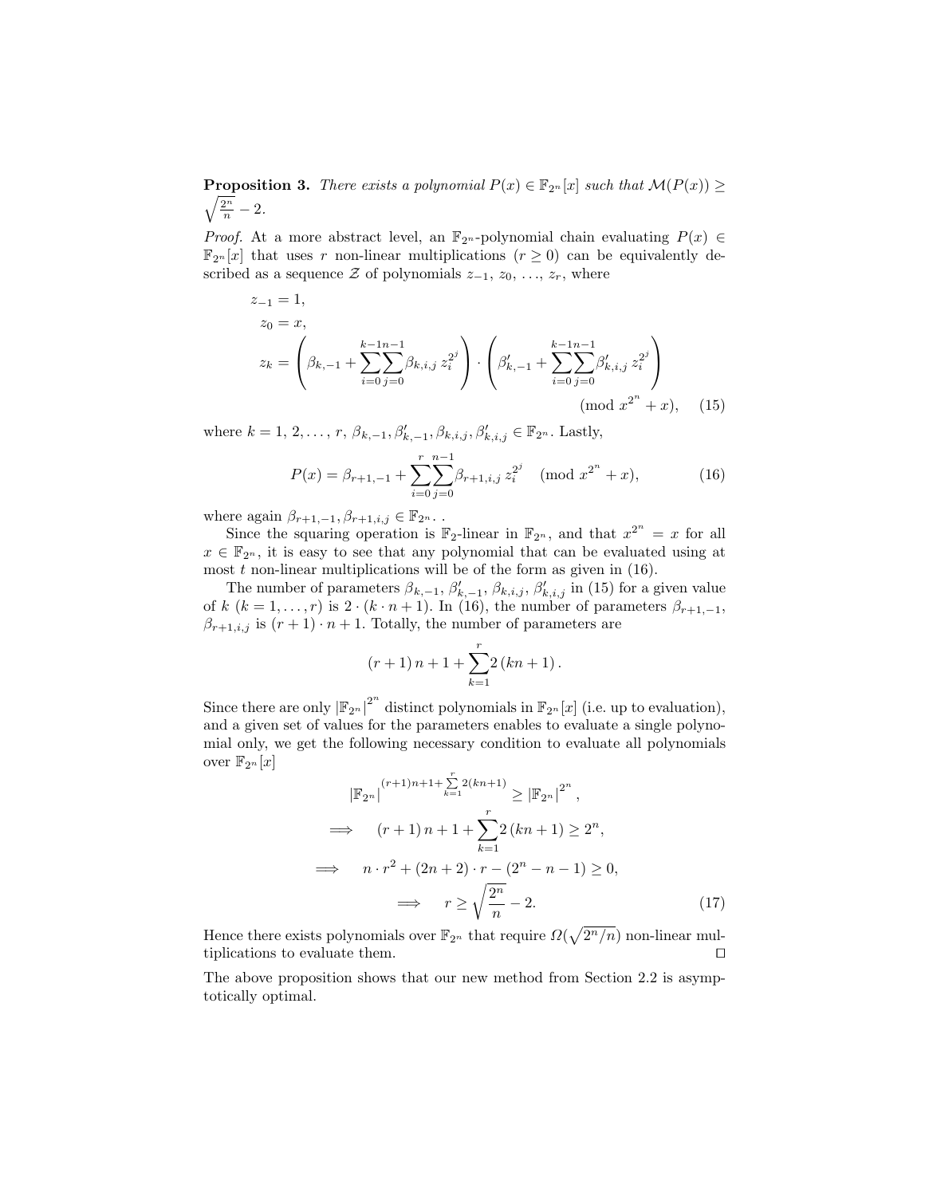**Proposition 3.** *There exists a polynomial $P(x) \in \mathbb{F}_{2^n}[x]$ such that $\mathcal{M}(P(x)) \geq \sqrt{\frac{2^n}{n}} - 2$.*

*Proof.* At a more abstract level, an $\mathbb{F}_{2^n}$-polynomial chain evaluating $P(x) \in \mathbb{F}_{2^n}[x]$ that uses $r$ non-linear multiplications ($r \geq 0$) can be equivalently described as a sequence $\mathcal{Z}$ of polynomials $z_{-1}$, $z_0$, ..., $z_r$, where

$$
\begin{aligned}
z_{-1} &= 1, \\
z_0 &= x, \\
z_k &= \left(\beta_{k,-1} + \sum_{i=0}^{k-1}\sum_{j=0}^{n-1}\beta_{k,i,j}\, z_i^{2^j}\right) \cdot \left(\beta'_{k,-1} + \sum_{i=0}^{k-1}\sum_{j=0}^{n-1}\beta'_{k,i,j}\, z_i^{2^j}\right) \\
&\qquad\qquad\qquad\qquad\qquad\qquad\qquad\qquad (\bmod\ x^{2^n} + x), \qquad (15)
\end{aligned}
$$

where $k = 1, 2, \ldots, r$, $\beta_{k,-1}, \beta'_{k,-1}, \beta_{k,i,j}, \beta'_{k,i,j} \in \mathbb{F}_{2^n}$. Lastly,

$$
P(x) = \beta_{r+1,-1} + \sum_{i=0}^{r}\sum_{j=0}^{n-1}\beta_{r+1,i,j}\, z_i^{2^j} \quad (\bmod\ x^{2^n} + x), \qquad (16)
$$

where again $\beta_{r+1,-1}, \beta_{r+1,i,j} \in \mathbb{F}_{2^n}$. .

Since the squaring operation is $\mathbb{F}_2$-linear in $\mathbb{F}_{2^n}$, and that $x^{2^n} = x$ for all $x \in \mathbb{F}_{2^n}$, it is easy to see that any polynomial that can be evaluated using at most $t$ non-linear multiplications will be of the form as given in (16).

The number of parameters $\beta_{k,-1}$, $\beta'_{k,-1}$, $\beta_{k,i,j}$, $\beta'_{k,i,j}$ in (15) for a given value of $k$ ($k = 1, \ldots, r$) is $2 \cdot (k \cdot n + 1)$. In (16), the number of parameters $\beta_{r+1,-1}$, $\beta_{r+1,i,j}$ is $(r+1) \cdot n + 1$. Totally, the number of parameters are

$$
(r+1)\, n + 1 + \sum_{k=1}^{r} 2\,(kn + 1)\,.
$$

Since there are only $|\mathbb{F}_{2^n}|^{2^n}$ distinct polynomials in $\mathbb{F}_{2^n}[x]$ (i.e. up to evaluation), and a given set of values for the parameters enables to evaluate a single polynomial only, we get the following necessary condition to evaluate all polynomials over $\mathbb{F}_{2^n}[x]$

$$
\begin{aligned}
|\mathbb{F}_{2^n}|^{(r+1)n+1+\sum_{k=1}^{r}2(kn+1)} &\geq |\mathbb{F}_{2^n}|^{2^n}, \\
\implies \quad (r+1)\, n + 1 + \sum_{k=1}^{r} 2\,(kn+1) &\geq 2^n, \\
\implies \quad n \cdot r^2 + (2n+2)\cdot r - (2^n - n - 1) &\geq 0, \\
\implies \quad r &\geq \sqrt{\frac{2^n}{n}} - 2. \qquad (17)
\end{aligned}
$$

Hence there exists polynomials over $\mathbb{F}_{2^n}$ that require $\Omega(\sqrt{2^n/n})$ non-linear multiplications to evaluate them. ◻

The above proposition shows that our new method from Section 2.2 is asymptotically optimal.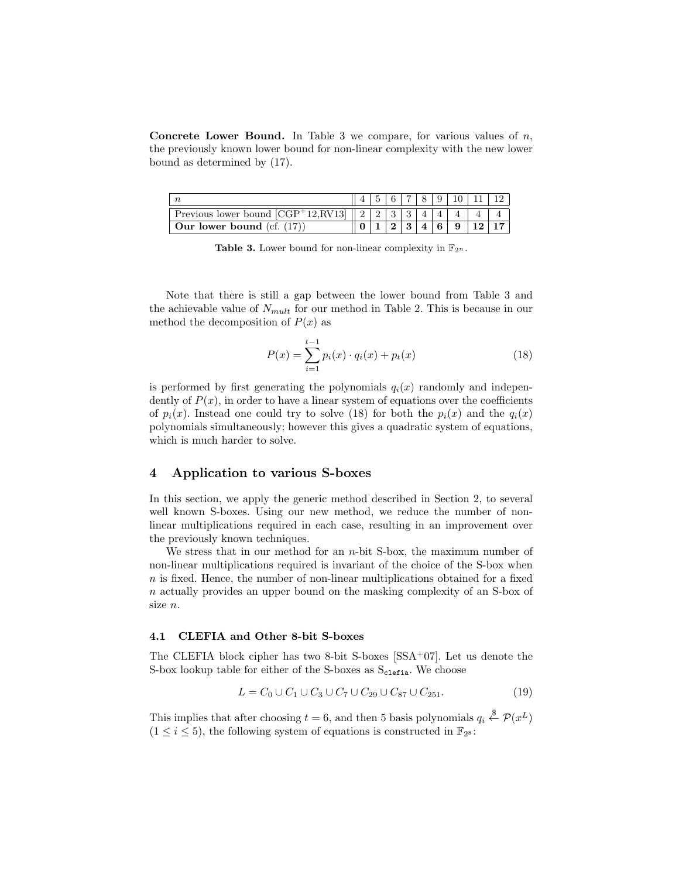**Concrete Lower Bound.** In Table 3 we compare, for various values of $n$, the previously known lower bound for non-linear complexity with the new lower bound as determined by (17).

| $n$ | 4 | 5 | 6 | 7 | 8 | 9 | 10 | 11 | 12 |
|---|---|---|---|---|---|---|---|---|---|
| Previous lower bound [CGP+12,RV13] | 2 | 2 | 3 | 3 | 4 | 4 | 4 | 4 | 4 |
| **Our lower bound** (cf. (17)) | **0** | **1** | **2** | **3** | **4** | **6** | **9** | **12** | **17** |

**Table 3.** Lower bound for non-linear complexity in $\mathbb{F}_{2^n}$.

Note that there is still a gap between the lower bound from Table 3 and the achievable value of $N_{mult}$ for our method in Table 2. This is because in our method the decomposition of $P(x)$ as

$$P(x) = \sum_{i=1}^{t-1} p_i(x) \cdot q_i(x) + p_t(x) \tag{18}$$

is performed by first generating the polynomials $q_i(x)$ randomly and independently of $P(x)$, in order to have a linear system of equations over the coefficients of $p_i(x)$. Instead one could try to solve (18) for both the $p_i(x)$ and the $q_i(x)$ polynomials simultaneously; however this gives a quadratic system of equations, which is much harder to solve.

## 4 Application to various S-boxes

In this section, we apply the generic method described in Section 2, to several well known S-boxes. Using our new method, we reduce the number of non-linear multiplications required in each case, resulting in an improvement over the previously known techniques.

We stress that in our method for an $n$-bit S-box, the maximum number of non-linear multiplications required is invariant of the choice of the S-box when $n$ is fixed. Hence, the number of non-linear multiplications obtained for a fixed $n$ actually provides an upper bound on the masking complexity of an S-box of size $n$.

### 4.1 CLEFIA and Other 8-bit S-boxes

The CLEFIA block cipher has two 8-bit S-boxes [SSA+07]. Let us denote the S-box lookup table for either of the S-boxes as $\mathtt{S_{clefia}}$. We choose

$$L = C_0 \cup C_1 \cup C_3 \cup C_7 \cup C_{29} \cup C_{87} \cup C_{251}. \tag{19}$$

This implies that after choosing $t = 6$, and then 5 basis polynomials $q_i \xleftarrow{\$} \mathcal{P}(x^L)$ $(1 \le i \le 5)$, the following system of equations is constructed in $\mathbb{F}_{2^8}$: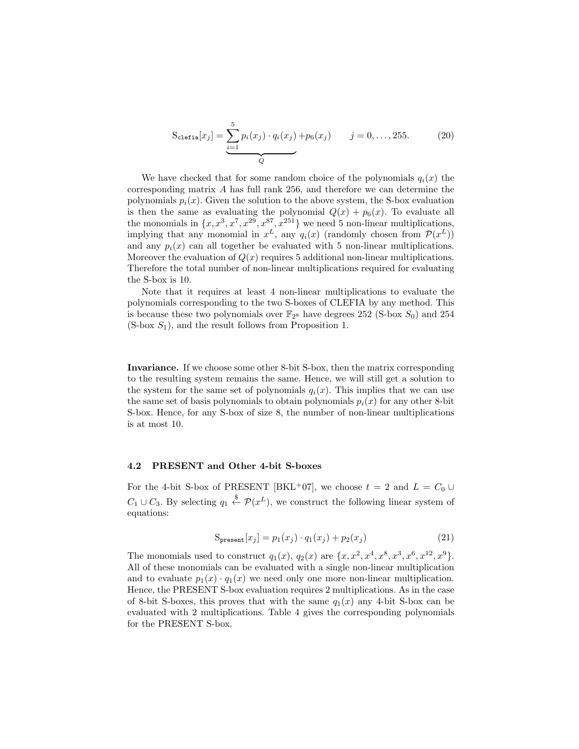$$\mathrm{S}_{\texttt{clefia}}[x_j] = \underbrace{\sum_{i=1}^{5} p_i(x_j) \cdot q_i(x_j)}_{Q} + p_6(x_j) \qquad j = 0, \ldots, 255. \tag{20}$$

We have checked that for some random choice of the polynomials $q_i(x)$ the corresponding matrix $A$ has full rank 256, and therefore we can determine the polynomials $p_i(x)$. Given the solution to the above system, the S-box evaluation is then the same as evaluating the polynomial $Q(x) + p_6(x)$. To evaluate all the monomials in $\{x, x^3, x^7, x^{29}, x^{87}, x^{251}\}$ we need 5 non-linear multiplications, implying that any monomial in $x^L$, any $q_i(x)$ (randomly chosen from $\mathcal{P}(x^L)$) and any $p_i(x)$ can all together be evaluated with 5 non-linear multiplications. Moreover the evaluation of $Q(x)$ requires 5 additional non-linear multiplications. Therefore the total number of non-linear multiplications required for evaluating the S-box is 10.

Note that it requires at least 4 non-linear multiplications to evaluate the polynomials corresponding to the two S-boxes of CLEFIA by any method. This is because these two polynomials over $\mathbb{F}_{2^8}$ have degrees 252 (S-box $S_0$) and 254 (S-box $S_1$), and the result follows from Proposition 1.

**Invariance.** If we choose some other 8-bit S-box, then the matrix corresponding to the resulting system remains the same. Hence, we will still get a solution to the system for the same set of polynomials $q_i(x)$. This implies that we can use the same set of basis polynomials to obtain polynomials $p_i(x)$ for any other 8-bit S-box. Hence, for any S-box of size 8, the number of non-linear multiplications is at most 10.

### 4.2 PRESENT and Other 4-bit S-boxes

For the 4-bit S-box of PRESENT [BKL+07], we choose $t = 2$ and $L = C_0 \cup C_1 \cup C_3$. By selecting $q_1 \xleftarrow{\$} \mathcal{P}(x^L)$, we construct the following linear system of equations:

$$\mathrm{S}_{\texttt{present}}[x_j] = p_1(x_j) \cdot q_1(x_j) + p_2(x_j) \tag{21}$$

The monomials used to construct $q_1(x)$, $q_2(x)$ are $\{x, x^2, x^4, x^8, x^3, x^6, x^{12}, x^9\}$. All of these monomials can be evaluated with a single non-linear multiplication and to evaluate $p_1(x) \cdot q_1(x)$ we need only one more non-linear multiplication. Hence, the PRESENT S-box evaluation requires 2 multiplications. As in the case of 8-bit S-boxes, this proves that with the same $q_1(x)$ any 4-bit S-box can be evaluated with 2 multiplications. Table 4 gives the corresponding polynomials for the PRESENT S-box.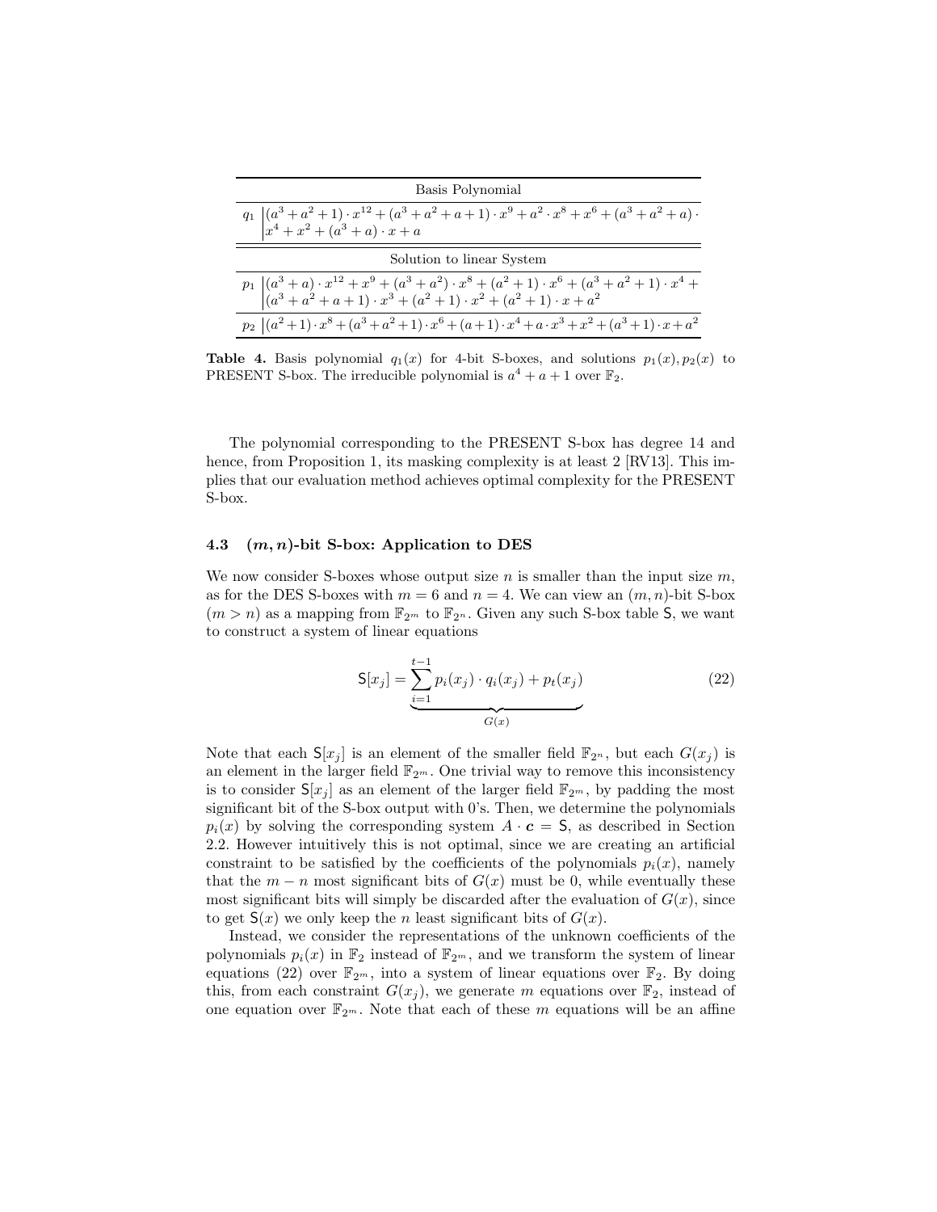| | Basis Polynomial |
|---|---|
| $q_1$ | $(a^3+a^2+1)\cdot x^{12}+(a^3+a^2+a+1)\cdot x^9+a^2\cdot x^8+x^6+(a^3+a^2+a)\cdot x^4+x^2+(a^3+a)\cdot x+a$ |
| | **Solution to linear System** |
| $p_1$ | $(a^3+a)\cdot x^{12}+x^9+(a^3+a^2)\cdot x^8+(a^2+1)\cdot x^6+(a^3+a^2+1)\cdot x^4+(a^3+a^2+a+1)\cdot x^3+(a^2+1)\cdot x^2+(a^2+1)\cdot x+a^2$ |
| $p_2$ | $(a^2+1)\cdot x^8+(a^3+a^2+1)\cdot x^6+(a+1)\cdot x^4+a\cdot x^3+x^2+(a^3+1)\cdot x+a^2$ |

**Table 4.** Basis polynomial $q_1(x)$ for 4-bit S-boxes, and solutions $p_1(x), p_2(x)$ to PRESENT S-box. The irreducible polynomial is $a^4+a+1$ over $\mathbb{F}_2$.

The polynomial corresponding to the PRESENT S-box has degree 14 and hence, from Proposition 1, its masking complexity is at least 2 [RV13]. This implies that our evaluation method achieves optimal complexity for the PRESENT S-box.

### 4.3 $(m, n)$-bit S-box: Application to DES

We now consider S-boxes whose output size $n$ is smaller than the input size $m$, as for the DES S-boxes with $m = 6$ and $n = 4$. We can view an $(m, n)$-bit S-box $(m > n)$ as a mapping from $\mathbb{F}_{2^m}$ to $\mathbb{F}_{2^n}$. Given any such S-box table $\mathsf{S}$, we want to construct a system of linear equations

$$\mathsf{S}[x_j] = \underbrace{\sum_{i=1}^{t-1} p_i(x_j)\cdot q_i(x_j) + p_t(x_j)}_{G(x)} \tag{22}$$

Note that each $\mathsf{S}[x_j]$ is an element of the smaller field $\mathbb{F}_{2^n}$, but each $G(x_j)$ is an element in the larger field $\mathbb{F}_{2^m}$. One trivial way to remove this inconsistency is to consider $\mathsf{S}[x_j]$ as an element of the larger field $\mathbb{F}_{2^m}$, by padding the most significant bit of the S-box output with 0's. Then, we determine the polynomials $p_i(x)$ by solving the corresponding system $A \cdot \boldsymbol{c} = \mathsf{S}$, as described in Section 2.2. However intuitively this is not optimal, since we are creating an artificial constraint to be satisfied by the coefficients of the polynomials $p_i(x)$, namely that the $m - n$ most significant bits of $G(x)$ must be 0, while eventually these most significant bits will simply be discarded after the evaluation of $G(x)$, since to get $\mathsf{S}(x)$ we only keep the $n$ least significant bits of $G(x)$.

Instead, we consider the representations of the unknown coefficients of the polynomials $p_i(x)$ in $\mathbb{F}_2$ instead of $\mathbb{F}_{2^m}$, and we transform the system of linear equations (22) over $\mathbb{F}_{2^m}$, into a system of linear equations over $\mathbb{F}_2$. By doing this, from each constraint $G(x_j)$, we generate $m$ equations over $\mathbb{F}_2$, instead of one equation over $\mathbb{F}_{2^m}$. Note that each of these $m$ equations will be an affine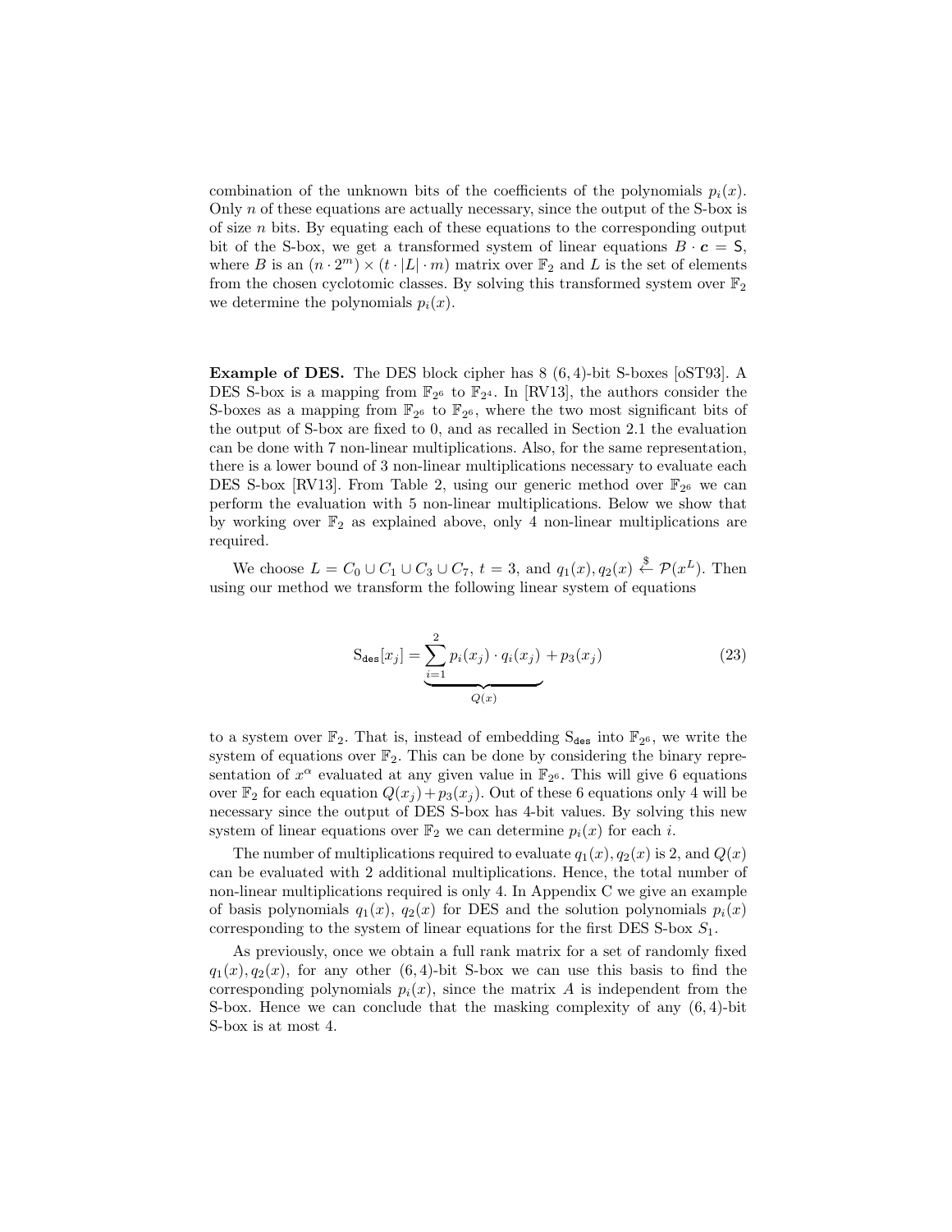combination of the unknown bits of the coefficients of the polynomials $p_i(x)$. Only $n$ of these equations are actually necessary, since the output of the S-box is of size $n$ bits. By equating each of these equations to the corresponding output bit of the S-box, we get a transformed system of linear equations $B \cdot \boldsymbol{c} = \mathsf{S}$, where $B$ is an $(n \cdot 2^m) \times (t \cdot |L| \cdot m)$ matrix over $\mathbb{F}_2$ and $L$ is the set of elements from the chosen cyclotomic classes. By solving this transformed system over $\mathbb{F}_2$ we determine the polynomials $p_i(x)$.

**Example of DES.** The DES block cipher has 8 $(6,4)$-bit S-boxes [oST93]. A DES S-box is a mapping from $\mathbb{F}_{2^6}$ to $\mathbb{F}_{2^4}$. In [RV13], the authors consider the S-boxes as a mapping from $\mathbb{F}_{2^6}$ to $\mathbb{F}_{2^6}$, where the two most significant bits of the output of S-box are fixed to 0, and as recalled in Section 2.1 the evaluation can be done with 7 non-linear multiplications. Also, for the same representation, there is a lower bound of 3 non-linear multiplications necessary to evaluate each DES S-box [RV13]. From Table 2, using our generic method over $\mathbb{F}_{2^6}$ we can perform the evaluation with 5 non-linear multiplications. Below we show that by working over $\mathbb{F}_2$ as explained above, only 4 non-linear multiplications are required.

We choose $L = C_0 \cup C_1 \cup C_3 \cup C_7$, $t = 3$, and $q_1(x), q_2(x) \xleftarrow{\$} \mathcal{P}(x^L)$. Then using our method we transform the following linear system of equations

$$\mathrm{S}_{\mathsf{des}}[x_j] = \underbrace{\sum_{i=1}^{2} p_i(x_j) \cdot q_i(x_j)}_{Q(x)} + p_3(x_j) \tag{23}$$

to a system over $\mathbb{F}_2$. That is, instead of embedding $\mathrm{S}_{\mathsf{des}}$ into $\mathbb{F}_{2^6}$, we write the system of equations over $\mathbb{F}_2$. This can be done by considering the binary representation of $x^\alpha$ evaluated at any given value in $\mathbb{F}_{2^6}$. This will give 6 equations over $\mathbb{F}_2$ for each equation $Q(x_j) + p_3(x_j)$. Out of these 6 equations only 4 will be necessary since the output of DES S-box has 4-bit values. By solving this new system of linear equations over $\mathbb{F}_2$ we can determine $p_i(x)$ for each $i$.

The number of multiplications required to evaluate $q_1(x), q_2(x)$ is 2, and $Q(x)$ can be evaluated with 2 additional multiplications. Hence, the total number of non-linear multiplications required is only 4. In Appendix C we give an example of basis polynomials $q_1(x)$, $q_2(x)$ for DES and the solution polynomials $p_i(x)$ corresponding to the system of linear equations for the first DES S-box $S_1$.

As previously, once we obtain a full rank matrix for a set of randomly fixed $q_1(x), q_2(x)$, for any other $(6,4)$-bit S-box we can use this basis to find the corresponding polynomials $p_i(x)$, since the matrix $A$ is independent from the S-box. Hence we can conclude that the masking complexity of any $(6,4)$-bit S-box is at most 4.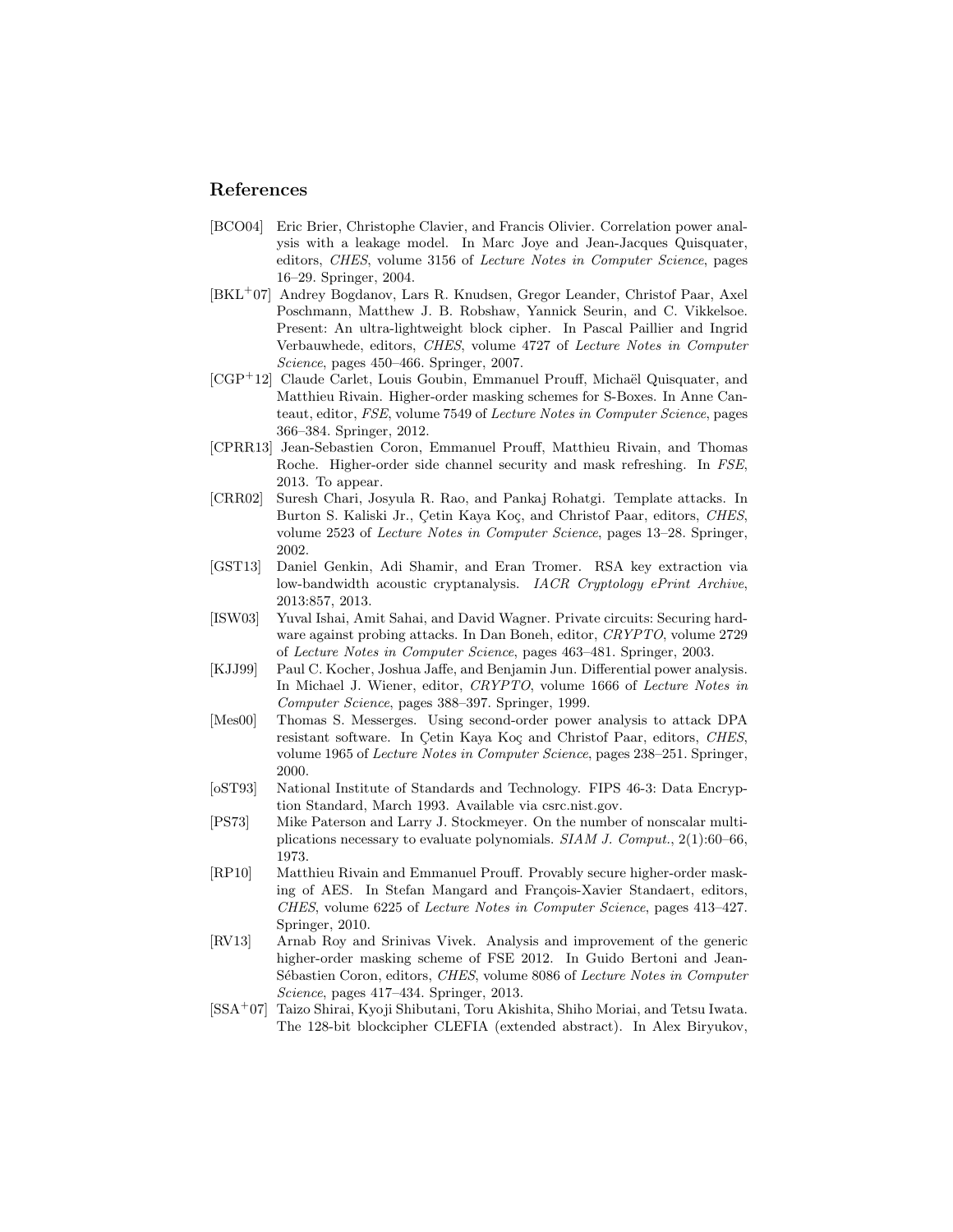## References

[BCO04] Eric Brier, Christophe Clavier, and Francis Olivier. Correlation power analysis with a leakage model. In Marc Joye and Jean-Jacques Quisquater, editors, *CHES*, volume 3156 of *Lecture Notes in Computer Science*, pages 16–29. Springer, 2004.

[BKL+07] Andrey Bogdanov, Lars R. Knudsen, Gregor Leander, Christof Paar, Axel Poschmann, Matthew J. B. Robshaw, Yannick Seurin, and C. Vikkelsoe. Present: An ultra-lightweight block cipher. In Pascal Paillier and Ingrid Verbauwhede, editors, *CHES*, volume 4727 of *Lecture Notes in Computer Science*, pages 450–466. Springer, 2007.

[CGP+12] Claude Carlet, Louis Goubin, Emmanuel Prouff, Michaël Quisquater, and Matthieu Rivain. Higher-order masking schemes for S-Boxes. In Anne Canteaut, editor, *FSE*, volume 7549 of *Lecture Notes in Computer Science*, pages 366–384. Springer, 2012.

[CPRR13] Jean-Sebastien Coron, Emmanuel Prouff, Matthieu Rivain, and Thomas Roche. Higher-order side channel security and mask refreshing. In *FSE*, 2013. To appear.

[CRR02] Suresh Chari, Josyula R. Rao, and Pankaj Rohatgi. Template attacks. In Burton S. Kaliski Jr., Çetin Kaya Koç, and Christof Paar, editors, *CHES*, volume 2523 of *Lecture Notes in Computer Science*, pages 13–28. Springer, 2002.

[GST13] Daniel Genkin, Adi Shamir, and Eran Tromer. RSA key extraction via low-bandwidth acoustic cryptanalysis. *IACR Cryptology ePrint Archive*, 2013:857, 2013.

[ISW03] Yuval Ishai, Amit Sahai, and David Wagner. Private circuits: Securing hardware against probing attacks. In Dan Boneh, editor, *CRYPTO*, volume 2729 of *Lecture Notes in Computer Science*, pages 463–481. Springer, 2003.

[KJJ99] Paul C. Kocher, Joshua Jaffe, and Benjamin Jun. Differential power analysis. In Michael J. Wiener, editor, *CRYPTO*, volume 1666 of *Lecture Notes in Computer Science*, pages 388–397. Springer, 1999.

[Mes00] Thomas S. Messerges. Using second-order power analysis to attack DPA resistant software. In Çetin Kaya Koç and Christof Paar, editors, *CHES*, volume 1965 of *Lecture Notes in Computer Science*, pages 238–251. Springer, 2000.

[oST93] National Institute of Standards and Technology. FIPS 46-3: Data Encryption Standard, March 1993. Available via csrc.nist.gov.

[PS73] Mike Paterson and Larry J. Stockmeyer. On the number of nonscalar multiplications necessary to evaluate polynomials. *SIAM J. Comput.*, 2(1):60–66, 1973.

[RP10] Matthieu Rivain and Emmanuel Prouff. Provably secure higher-order masking of AES. In Stefan Mangard and François-Xavier Standaert, editors, *CHES*, volume 6225 of *Lecture Notes in Computer Science*, pages 413–427. Springer, 2010.

[RV13] Arnab Roy and Srinivas Vivek. Analysis and improvement of the generic higher-order masking scheme of FSE 2012. In Guido Bertoni and Jean-Sébastien Coron, editors, *CHES*, volume 8086 of *Lecture Notes in Computer Science*, pages 417–434. Springer, 2013.

[SSA+07] Taizo Shirai, Kyoji Shibutani, Toru Akishita, Shiho Moriai, and Tetsu Iwata. The 128-bit blockcipher CLEFIA (extended abstract). In Alex Biryukov,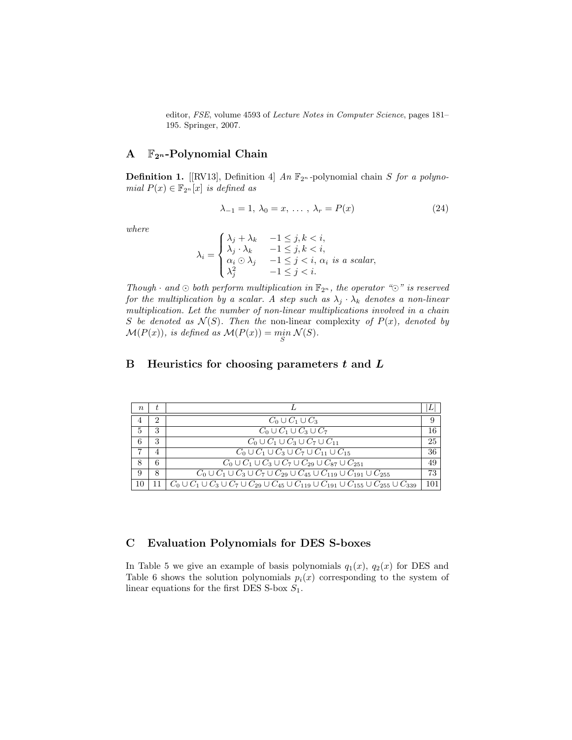editor, *FSE*, volume 4593 of *Lecture Notes in Computer Science*, pages 181–195. Springer, 2007.

## A $\mathbb{F}_{2^n}$-Polynomial Chain

**Definition 1.** [[RV13], Definition 4] *An* $\mathbb{F}_{2^n}$-polynomial chain $S$ *for a polynomial* $P(x) \in \mathbb{F}_{2^n}[x]$ *is defined as*

$$\lambda_{-1} = 1,\ \lambda_0 = x,\ \ldots\ ,\ \lambda_r = P(x) \tag{24}$$

*where*

$$\lambda_i = \begin{cases} \lambda_j + \lambda_k & -1 \leq j, k < i, \\ \lambda_j \cdot \lambda_k & -1 \leq j, k < i, \\ \alpha_i \odot \lambda_j & -1 \leq j < i,\ \alpha_i \text{ is a scalar}, \\ \lambda_j^2 & -1 \leq j < i. \end{cases}$$

*Though* $\cdot$ *and* $\odot$ *both perform multiplication in* $\mathbb{F}_{2^n}$*, the operator "*$\odot$*" is reserved for the multiplication by a scalar. A step such as* $\lambda_j \cdot \lambda_k$ *denotes a non-linear multiplication. Let the number of non-linear multiplications involved in a chain* $S$ *be denoted as* $\mathcal{N}(S)$*. Then the* non-linear complexity *of* $P(x)$*, denoted by* $\mathcal{M}(P(x))$*, is defined as* $\mathcal{M}(P(x)) = \min_{S} \mathcal{N}(S)$*.*

## B Heuristics for choosing parameters $t$ and $L$

| $n$ | $t$ | $L$ | $\|L\|$ |
|---|---|---|---|
| 4 | 2 | $C_0 \cup C_1 \cup C_3$ | 9 |
| 5 | 3 | $C_0 \cup C_1 \cup C_3 \cup C_7$ | 16 |
| 6 | 3 | $C_0 \cup C_1 \cup C_3 \cup C_7 \cup C_{11}$ | 25 |
| 7 | 4 | $C_0 \cup C_1 \cup C_3 \cup C_7 \cup C_{11} \cup C_{15}$ | 36 |
| 8 | 6 | $C_0 \cup C_1 \cup C_3 \cup C_7 \cup C_{29} \cup C_{87} \cup C_{251}$ | 49 |
| 9 | 8 | $C_0 \cup C_1 \cup C_3 \cup C_7 \cup C_{29} \cup C_{45} \cup C_{119} \cup C_{191} \cup C_{255}$ | 73 |
| 10 | 11 | $C_0 \cup C_1 \cup C_3 \cup C_7 \cup C_{29} \cup C_{45} \cup C_{119} \cup C_{191} \cup C_{155} \cup C_{255} \cup C_{339}$ | 101 |

## C Evaluation Polynomials for DES S-boxes

In Table 5 we give an example of basis polynomials $q_1(x)$, $q_2(x)$ for DES and Table 6 shows the solution polynomials $p_i(x)$ corresponding to the system of linear equations for the first DES S-box $S_1$.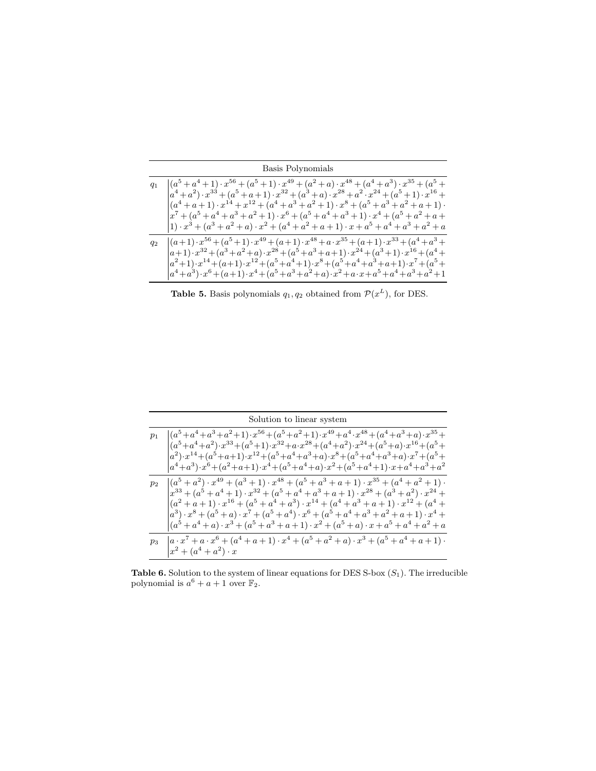| | Basis Polynomials |
|---|---|
| $q_1$ | $(a^5+a^4+1)\cdot x^{56}+(a^5+1)\cdot x^{49}+(a^2+a)\cdot x^{48}+(a^4+a^3)\cdot x^{35}+(a^5+a^4+a^2)\cdot x^{33}+(a^5+a+1)\cdot x^{32}+(a^3+a)\cdot x^{28}+a^2\cdot x^{24}+(a^5+1)\cdot x^{16}+(a^4+a+1)\cdot x^{14}+x^{12}+(a^4+a^3+a^2+1)\cdot x^8+(a^5+a^3+a^2+a+1)\cdot x^7+(a^5+a^4+a^3+a^2+1)\cdot x^6+(a^5+a^4+a^3+1)\cdot x^4+(a^5+a^2+a+1)\cdot x^3+(a^3+a^2+a)\cdot x^2+(a^4+a^2+a+1)\cdot x+a^5+a^4+a^3+a^2+a$ |
| $q_2$ | $(a+1)\cdot x^{56}+(a^5+1)\cdot x^{49}+(a+1)\cdot x^{48}+a\cdot x^{35}+(a+1)\cdot x^{33}+(a^4+a^3+a+1)\cdot x^{32}+(a^3+a^2+a)\cdot x^{28}+(a^5+a^3+a+1)\cdot x^{24}+(a^3+1)\cdot x^{16}+(a^4+a^2+1)\cdot x^{14}+(a+1)\cdot x^{12}+(a^5+a^4+1)\cdot x^8+(a^5+a^4+a^3+a+1)\cdot x^7+(a^5+a^4+a^3)\cdot x^6+(a+1)\cdot x^4+(a^5+a^3+a^2+a)\cdot x^2+a\cdot x+a^5+a^4+a^3+a^2+1$ |

**Table 5.** Basis polynomials $q_1, q_2$ obtained from $\mathcal{P}(x^L)$, for DES.

| | Solution to linear system |
|---|---|
| $p_1$ | $(a^5+a^4+a^3+a^2+1)\cdot x^{56}+(a^5+a^2+1)\cdot x^{49}+a^4\cdot x^{48}+(a^4+a^3+a)\cdot x^{35}+(a^5+a^4+a^2)\cdot x^{33}+(a^5+1)\cdot x^{32}+a\cdot x^{28}+(a^4+a^2)\cdot x^{24}+(a^5+a)\cdot x^{16}+(a^5+a^2)\cdot x^{14}+(a^5+a+1)\cdot x^{12}+(a^5+a^4+a^3+a)\cdot x^8+(a^5+a^4+a^3+a)\cdot x^7+(a^5+a^4+a^3)\cdot x^6+(a^2+a+1)\cdot x^4+(a^5+a^4+a)\cdot x^2+(a^5+a^4+1)\cdot x+a^4+a^3+a^2$ |
| $p_2$ | $(a^5+a^2)\cdot x^{49}+(a^3+1)\cdot x^{48}+(a^5+a^3+a+1)\cdot x^{35}+(a^4+a^2+1)\cdot x^{33}+(a^5+a^4+1)\cdot x^{32}+(a^5+a^4+a^3+a+1)\cdot x^{28}+(a^3+a^2)\cdot x^{24}+(a^2+a+1)\cdot x^{16}+(a^5+a^4+a^3)\cdot x^{14}+(a^4+a^3+a+1)\cdot x^{12}+(a^4+a^3)\cdot x^8+(a^5+a)\cdot x^7+(a^5+a^4)\cdot x^6+(a^5+a^4+a^3+a^2+a+1)\cdot x^4+(a^5+a^4+a)\cdot x^3+(a^5+a^3+a+1)\cdot x^2+(a^5+a)\cdot x+a^5+a^4+a^2+a$ |
| $p_3$ | $a\cdot x^7+a\cdot x^6+(a^4+a+1)\cdot x^4+(a^5+a^2+a)\cdot x^3+(a^5+a^4+a+1)\cdot x^2+(a^4+a^2)\cdot x$ |

**Table 6.** Solution to the system of linear equations for DES S-box ($S_1$). The irreducible polynomial is $a^6+a+1$ over $\mathbb{F}_2$.